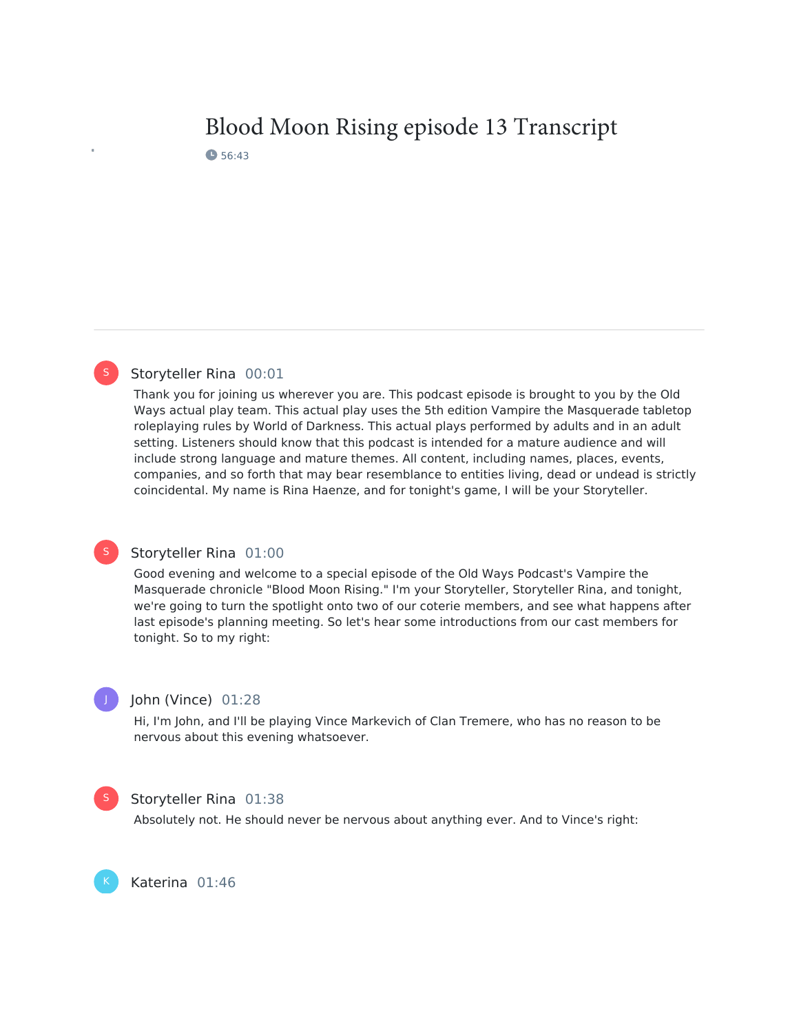# Blood Moon Rising episode 13 Transcript

56:43

---

**Storyteller Rina** 00:01

Thank you for joining us wherever you are. This podcast episode is brought to you by the Old Ways actual play team. This actual play uses the 5th edition Vampire the Masquerade tabletop roleplaying rules by World of Darkness. This actual plays performed by adults and in an adult setting. Listeners should know that this podcast is intended for a mature audience and will include strong language and mature themes. All content, including names, places, events, companies, and so forth that may bear resemblance to entities living, dead or undead is strictly coincidental. My name is Rina Haenze, and for tonight's game, I will be your Storyteller.

**Storyteller Rina** 01:00

Good evening and welcome to a special episode of the Old Ways Podcast's Vampire the Masquerade chronicle "Blood Moon Rising." I'm your Storyteller, Storyteller Rina, and tonight, we're going to turn the spotlight onto two of our coterie members, and see what happens after last episode's planning meeting. So let's hear some introductions from our cast members for tonight. So to my right:

**John (Vince)** 01:28

Hi, I'm John, and I'll be playing Vince Markevich of Clan Tremere, who has no reason to be nervous about this evening whatsoever.

**Storyteller Rina** 01:38

Absolutely not. He should never be nervous about anything ever. And to Vince's right:

**Katerina** 01:46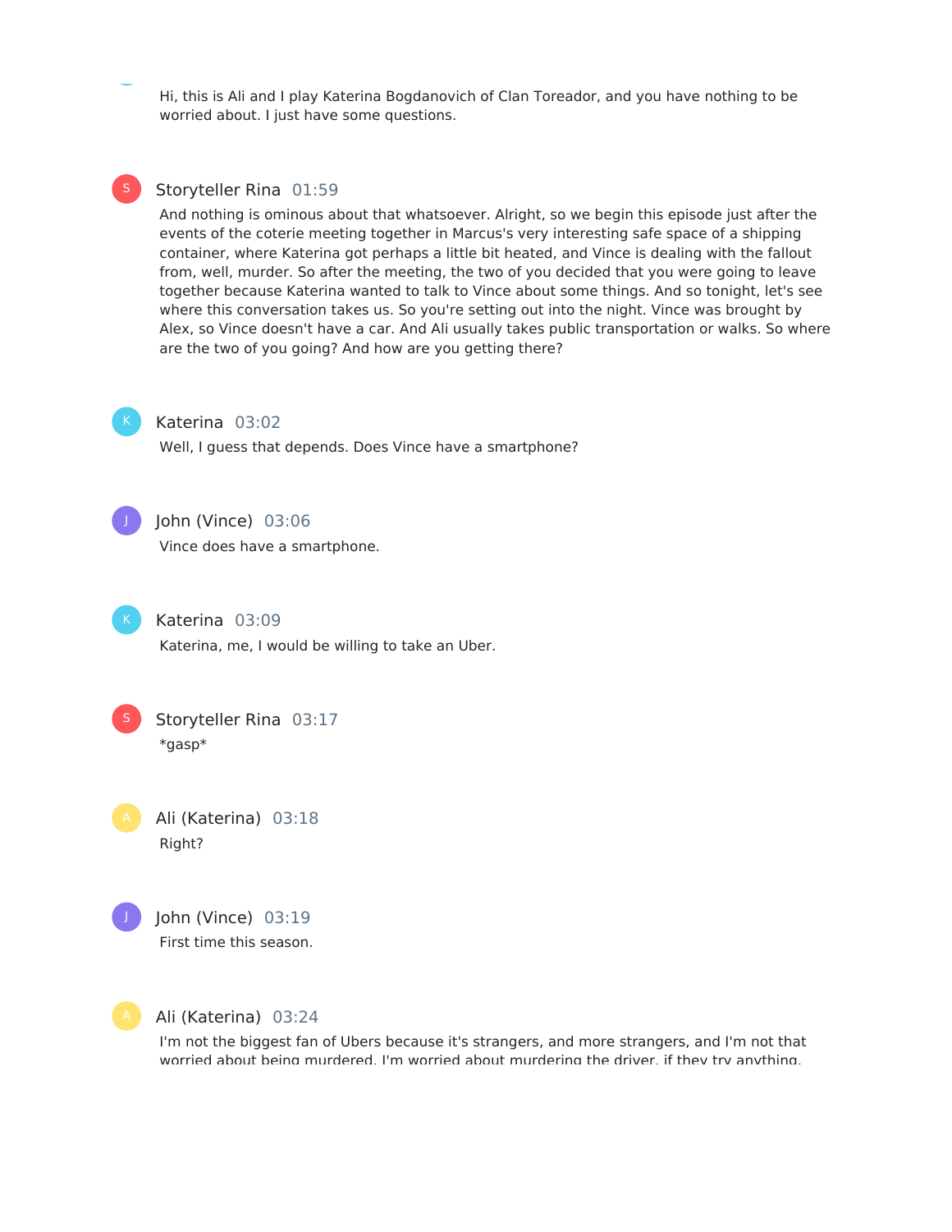Hi, this is Ali and I play Katerina Bogdanovich of Clan Toreador, and you have nothing to be worried about. I just have some questions.

**Storyteller Rina** 01:59

And nothing is ominous about that whatsoever. Alright, so we begin this episode just after the events of the coterie meeting together in Marcus's very interesting safe space of a shipping container, where Katerina got perhaps a little bit heated, and Vince is dealing with the fallout from, well, murder. So after the meeting, the two of you decided that you were going to leave together because Katerina wanted to talk to Vince about some things. And so tonight, let's see where this conversation takes us. So you're setting out into the night. Vince was brought by Alex, so Vince doesn't have a car. And Ali usually takes public transportation or walks. So where are the two of you going? And how are you getting there?

**Katerina** 03:02

Well, I guess that depends. Does Vince have a smartphone?

**John (Vince)** 03:06

Vince does have a smartphone.

**Katerina** 03:09

Katerina, me, I would be willing to take an Uber.

**Storyteller Rina** 03:17

*gasp*

**Ali (Katerina)** 03:18

Right?

**John (Vince)** 03:19

First time this season.

**Ali (Katerina)** 03:24

I'm not the biggest fan of Ubers because it's strangers, and more strangers, and I'm not that worried about being murdered. I'm worried about murdering the driver, if they try anything.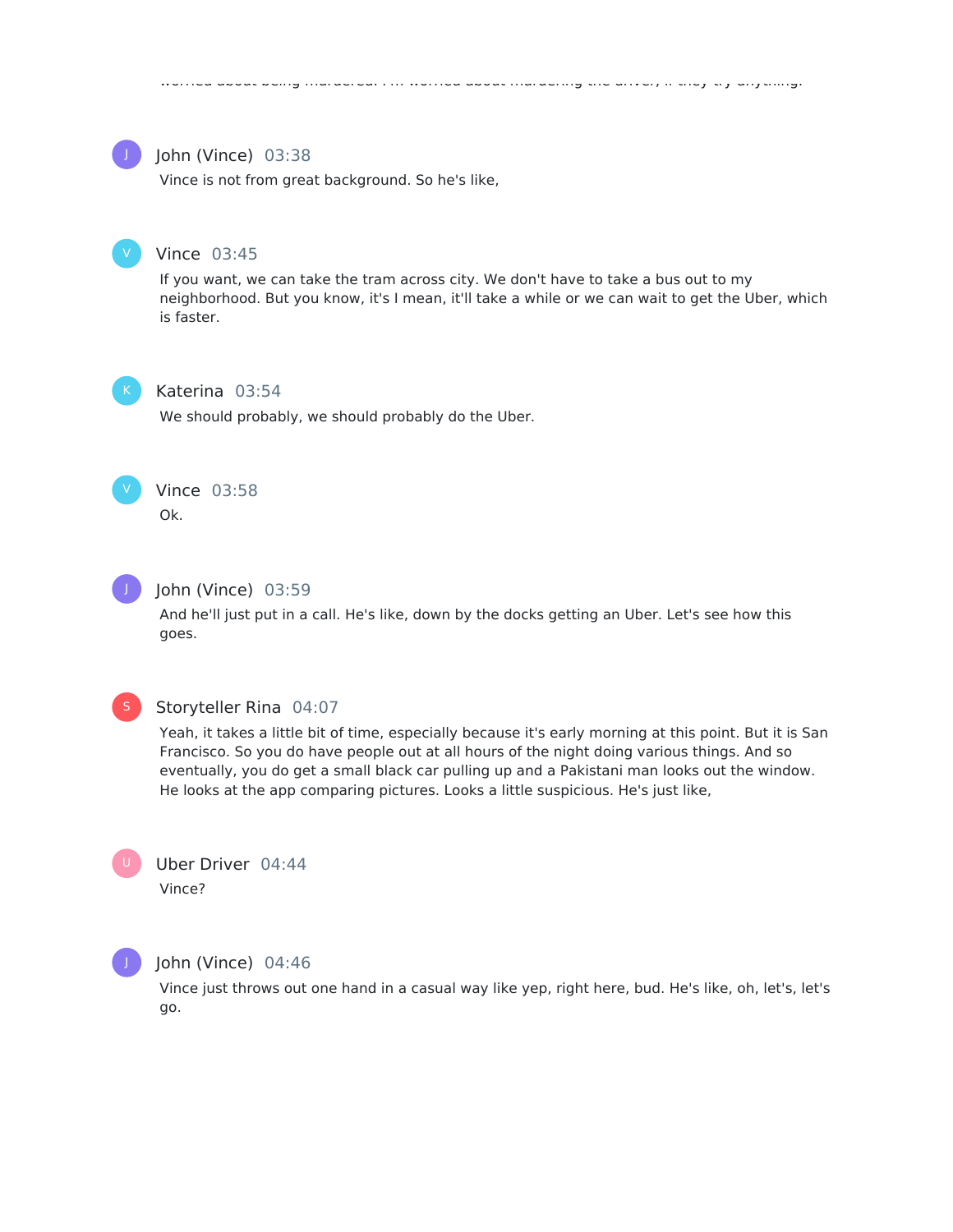worried about being murdered. I'm worried about murdering the driver, if they try anything.

**John (Vince)** 03:38

Vince is not from great background. So he's like,

**Vince** 03:45

If you want, we can take the tram across city. We don't have to take a bus out to my neighborhood. But you know, it's I mean, it'll take a while or we can wait to get the Uber, which is faster.

**Katerina** 03:54

We should probably, we should probably do the Uber.

**Vince** 03:58

Ok.

**John (Vince)** 03:59

And he'll just put in a call. He's like, down by the docks getting an Uber. Let's see how this goes.

**Storyteller Rina** 04:07

Yeah, it takes a little bit of time, especially because it's early morning at this point. But it is San Francisco. So you do have people out at all hours of the night doing various things. And so eventually, you do get a small black car pulling up and a Pakistani man looks out the window. He looks at the app comparing pictures. Looks a little suspicious. He's just like,

**Uber Driver** 04:44

Vince?

**John (Vince)** 04:46

Vince just throws out one hand in a casual way like yep, right here, bud. He's like, oh, let's, let's go.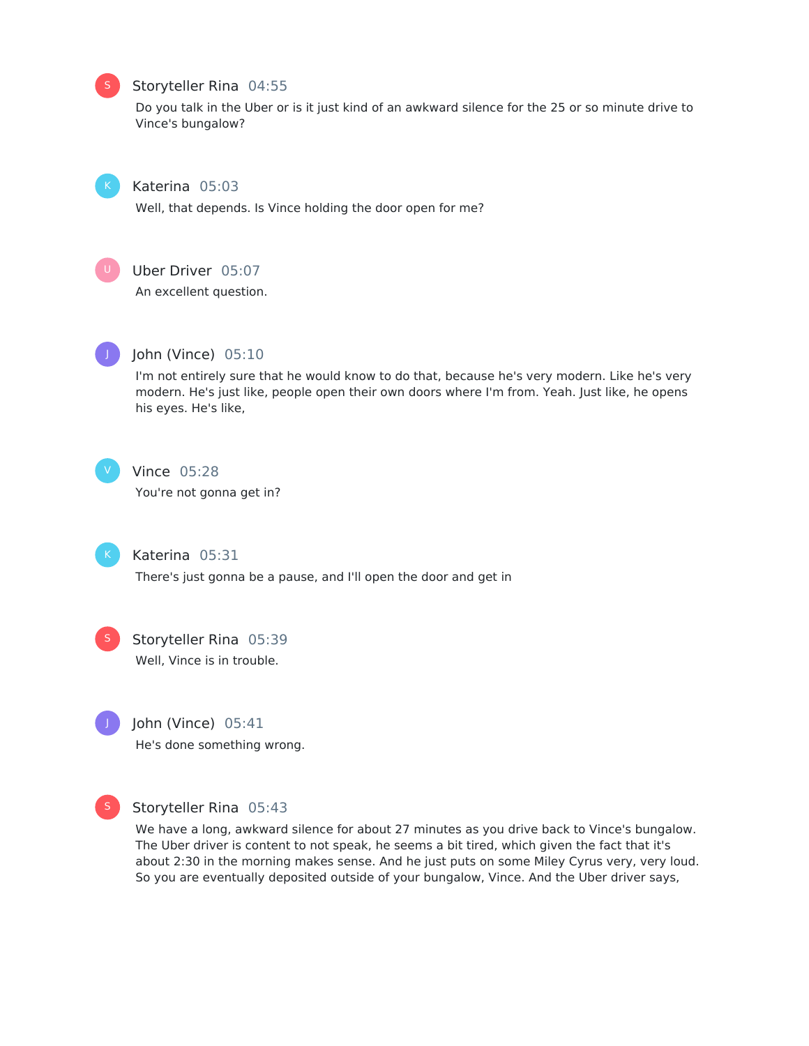**Storyteller Rina** 04:55

Do you talk in the Uber or is it just kind of an awkward silence for the 25 or so minute drive to Vince's bungalow?

**Katerina** 05:03

Well, that depends. Is Vince holding the door open for me?

**Uber Driver** 05:07

An excellent question.

**John (Vince)** 05:10

I'm not entirely sure that he would know to do that, because he's very modern. Like he's very modern. He's just like, people open their own doors where I'm from. Yeah. Just like, he opens his eyes. He's like,

**Vince** 05:28

You're not gonna get in?

**Katerina** 05:31

There's just gonna be a pause, and I'll open the door and get in

**Storyteller Rina** 05:39

Well, Vince is in trouble.

**John (Vince)** 05:41

He's done something wrong.

**Storyteller Rina** 05:43

We have a long, awkward silence for about 27 minutes as you drive back to Vince's bungalow. The Uber driver is content to not speak, he seems a bit tired, which given the fact that it's about 2:30 in the morning makes sense. And he just puts on some Miley Cyrus very, very loud. So you are eventually deposited outside of your bungalow, Vince. And the Uber driver says,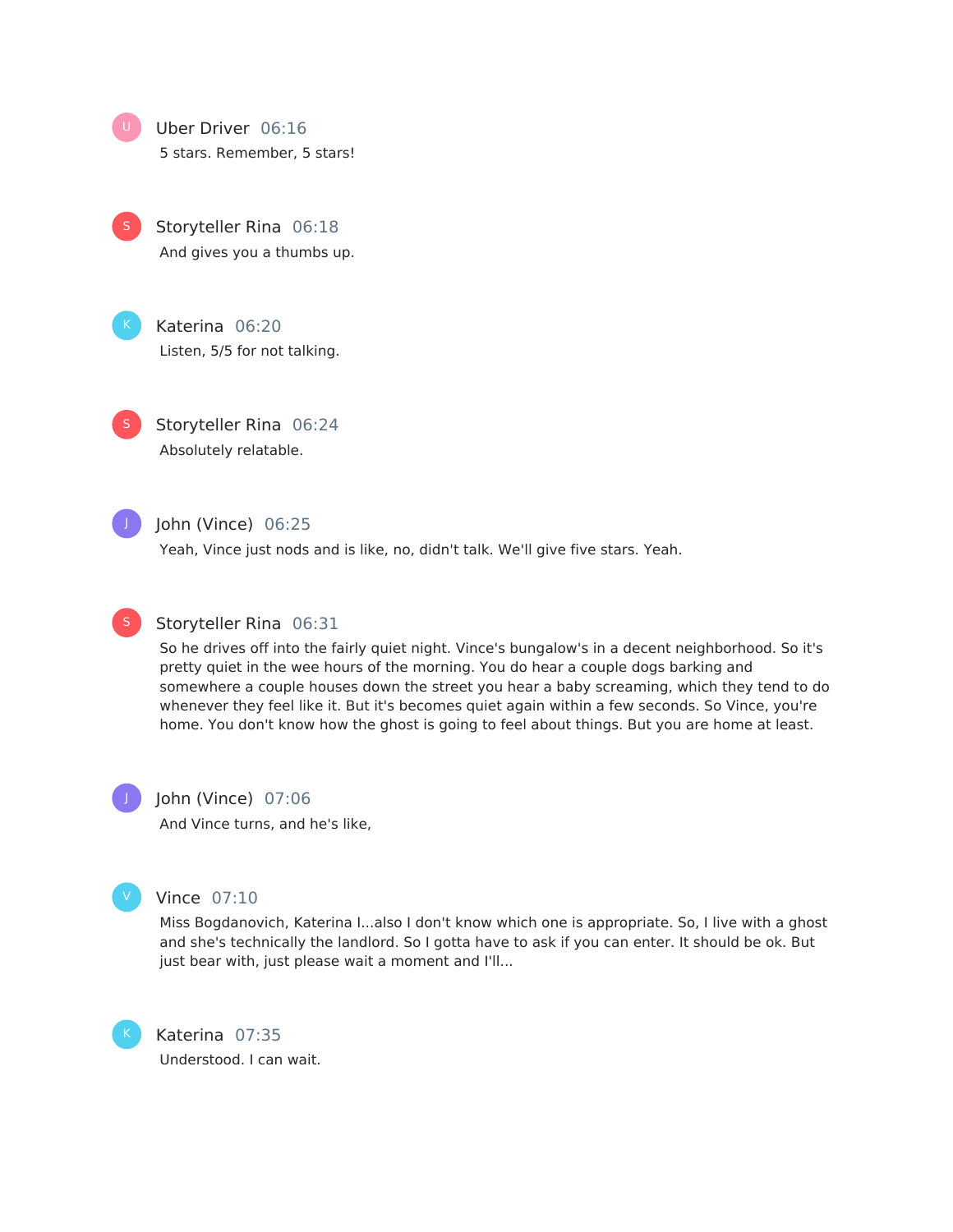**Uber Driver** 06:16

5 stars. Remember, 5 stars!

**Storyteller Rina** 06:18

And gives you a thumbs up.

**Katerina** 06:20

Listen, 5/5 for not talking.

**Storyteller Rina** 06:24

Absolutely relatable.

**John (Vince)** 06:25

Yeah, Vince just nods and is like, no, didn't talk. We'll give five stars. Yeah.

**Storyteller Rina** 06:31

So he drives off into the fairly quiet night. Vince's bungalow's in a decent neighborhood. So it's pretty quiet in the wee hours of the morning. You do hear a couple dogs barking and somewhere a couple houses down the street you hear a baby screaming, which they tend to do whenever they feel like it. But it's becomes quiet again within a few seconds. So Vince, you're home. You don't know how the ghost is going to feel about things. But you are home at least.

**John (Vince)** 07:06

And Vince turns, and he's like,

**Vince** 07:10

Miss Bogdanovich, Katerina I...also I don't know which one is appropriate. So, I live with a ghost and she's technically the landlord. So I gotta have to ask if you can enter. It should be ok. But just bear with, just please wait a moment and I'll...

**Katerina** 07:35

Understood. I can wait.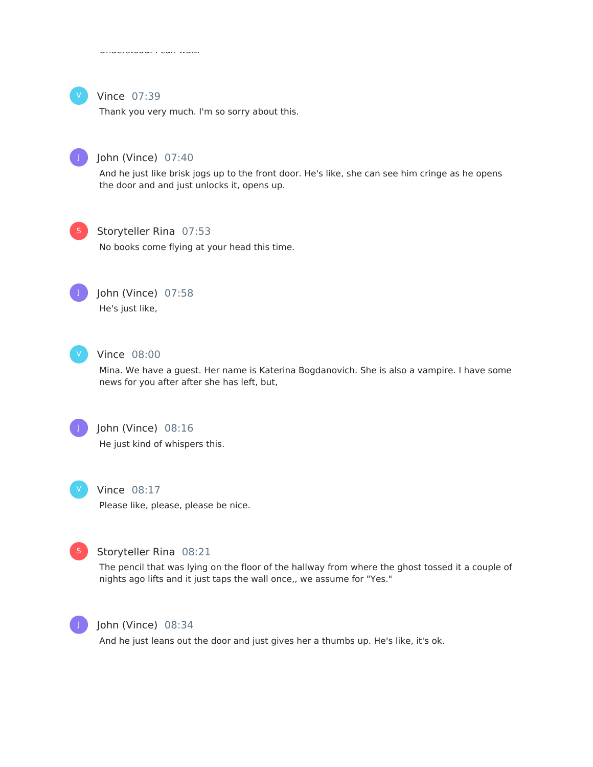Understood. I can wait.

**Vince** 07:39

Thank you very much. I'm so sorry about this.

**John (Vince)** 07:40

And he just like brisk jogs up to the front door. He's like, she can see him cringe as he opens the door and and just unlocks it, opens up.

**Storyteller Rina** 07:53

No books come flying at your head this time.

**John (Vince)** 07:58

He's just like,

**Vince** 08:00

Mina. We have a guest. Her name is Katerina Bogdanovich. She is also a vampire. I have some news for you after after she has left, but,

**John (Vince)** 08:16

He just kind of whispers this.

**Vince** 08:17

Please like, please, please be nice.

**Storyteller Rina** 08:21

The pencil that was lying on the floor of the hallway from where the ghost tossed it a couple of nights ago lifts and it just taps the wall once,, we assume for "Yes."

**John (Vince)** 08:34

And he just leans out the door and just gives her a thumbs up. He's like, it's ok.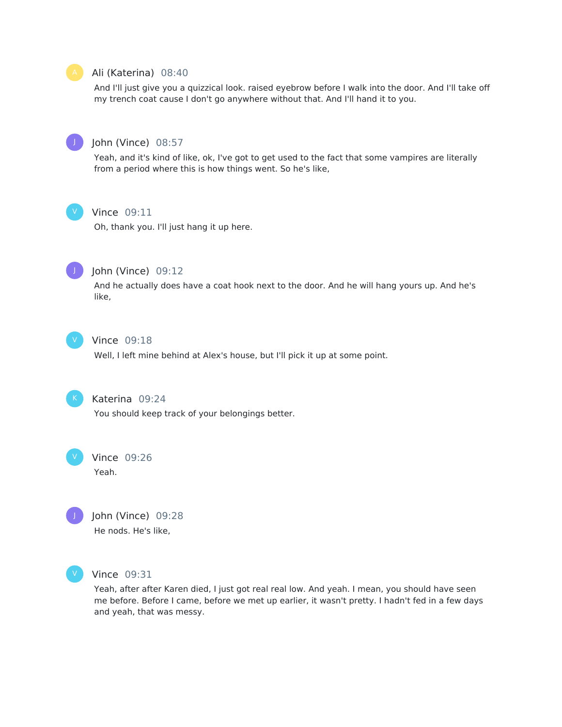**Ali (Katerina)** 08:40

And I'll just give you a quizzical look. raised eyebrow before I walk into the door. And I'll take off my trench coat cause I don't go anywhere without that. And I'll hand it to you.

**John (Vince)** 08:57

Yeah, and it's kind of like, ok, I've got to get used to the fact that some vampires are literally from a period where this is how things went. So he's like,

**Vince** 09:11

Oh, thank you. I'll just hang it up here.

**John (Vince)** 09:12

And he actually does have a coat hook next to the door. And he will hang yours up. And he's like,

**Vince** 09:18

Well, I left mine behind at Alex's house, but I'll pick it up at some point.

**Katerina** 09:24

You should keep track of your belongings better.

**Vince** 09:26

Yeah.

**John (Vince)** 09:28

He nods. He's like,

**Vince** 09:31

Yeah, after after Karen died, I just got real real low. And yeah. I mean, you should have seen me before. Before I came, before we met up earlier, it wasn't pretty. I hadn't fed in a few days and yeah, that was messy.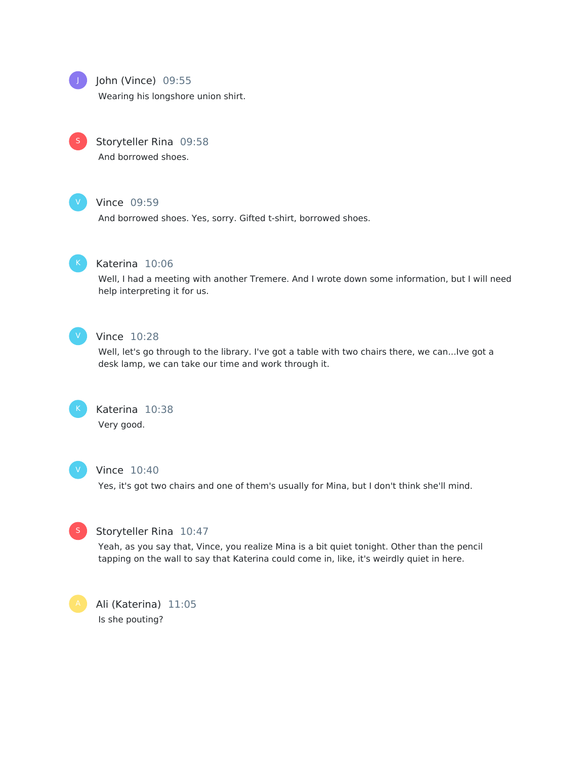**John (Vince)** 09:55

Wearing his longshore union shirt.

**Storyteller Rina** 09:58

And borrowed shoes.

**Vince** 09:59

And borrowed shoes. Yes, sorry. Gifted t-shirt, borrowed shoes.

**Katerina** 10:06

Well, I had a meeting with another Tremere. And I wrote down some information, but I will need help interpreting it for us.

**Vince** 10:28

Well, let's go through to the library. I've got a table with two chairs there, we can...Ive got a desk lamp, we can take our time and work through it.

**Katerina** 10:38

Very good.

**Vince** 10:40

Yes, it's got two chairs and one of them's usually for Mina, but I don't think she'll mind.

**Storyteller Rina** 10:47

Yeah, as you say that, Vince, you realize Mina is a bit quiet tonight. Other than the pencil tapping on the wall to say that Katerina could come in, like, it's weirdly quiet in here.

**Ali (Katerina)** 11:05

Is she pouting?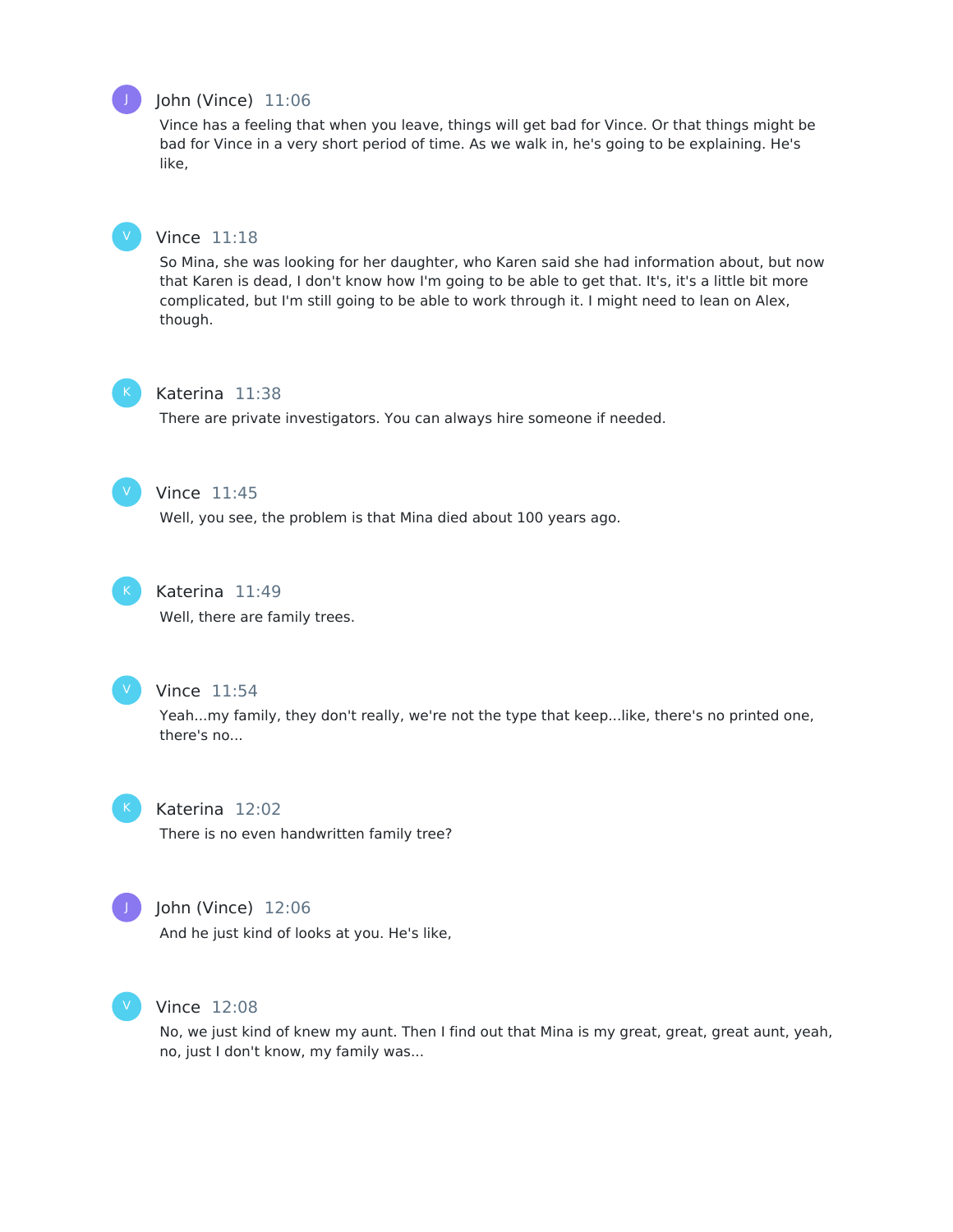**John (Vince)** 11:06

Vince has a feeling that when you leave, things will get bad for Vince. Or that things might be bad for Vince in a very short period of time. As we walk in, he's going to be explaining. He's like,

**Vince** 11:18

So Mina, she was looking for her daughter, who Karen said she had information about, but now that Karen is dead, I don't know how I'm going to be able to get that. It's, it's a little bit more complicated, but I'm still going to be able to work through it. I might need to lean on Alex, though.

**Katerina** 11:38

There are private investigators. You can always hire someone if needed.

**Vince** 11:45

Well, you see, the problem is that Mina died about 100 years ago.

**Katerina** 11:49

Well, there are family trees.

**Vince** 11:54

Yeah...my family, they don't really, we're not the type that keep...like, there's no printed one, there's no...

**Katerina** 12:02

There is no even handwritten family tree?

**John (Vince)** 12:06

And he just kind of looks at you. He's like,

**Vince** 12:08

No, we just kind of knew my aunt. Then I find out that Mina is my great, great, great aunt, yeah, no, just I don't know, my family was...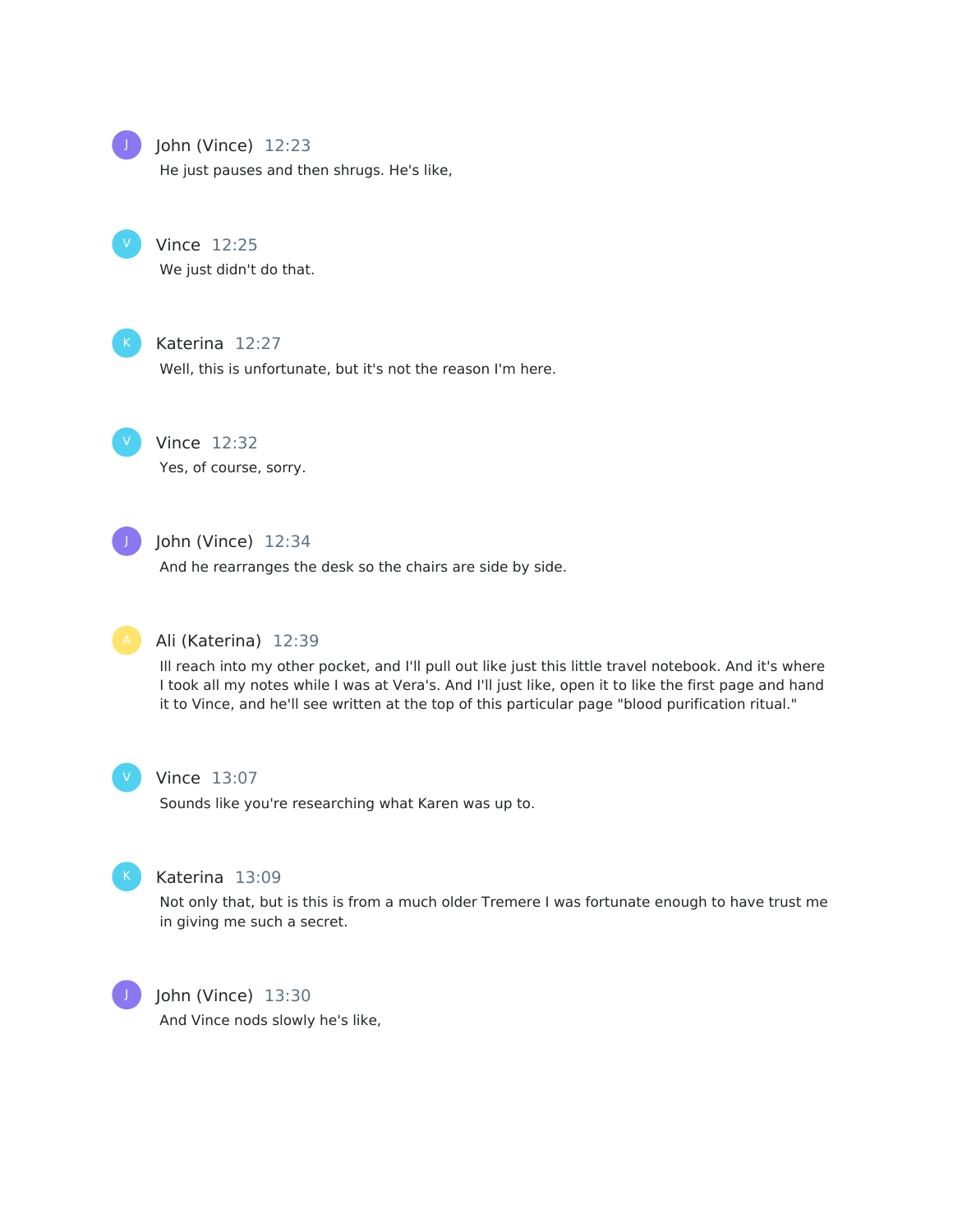**John (Vince)** 12:23

He just pauses and then shrugs. He's like,

**Vince** 12:25

We just didn't do that.

**Katerina** 12:27

Well, this is unfortunate, but it's not the reason I'm here.

**Vince** 12:32

Yes, of course, sorry.

**John (Vince)** 12:34

And he rearranges the desk so the chairs are side by side.

**Ali (Katerina)** 12:39

Ill reach into my other pocket, and I'll pull out like just this little travel notebook. And it's where I took all my notes while I was at Vera's. And I'll just like, open it to like the first page and hand it to Vince, and he'll see written at the top of this particular page "blood purification ritual."

**Vince** 13:07

Sounds like you're researching what Karen was up to.

**Katerina** 13:09

Not only that, but is this is from a much older Tremere I was fortunate enough to have trust me in giving me such a secret.

**John (Vince)** 13:30

And Vince nods slowly he's like,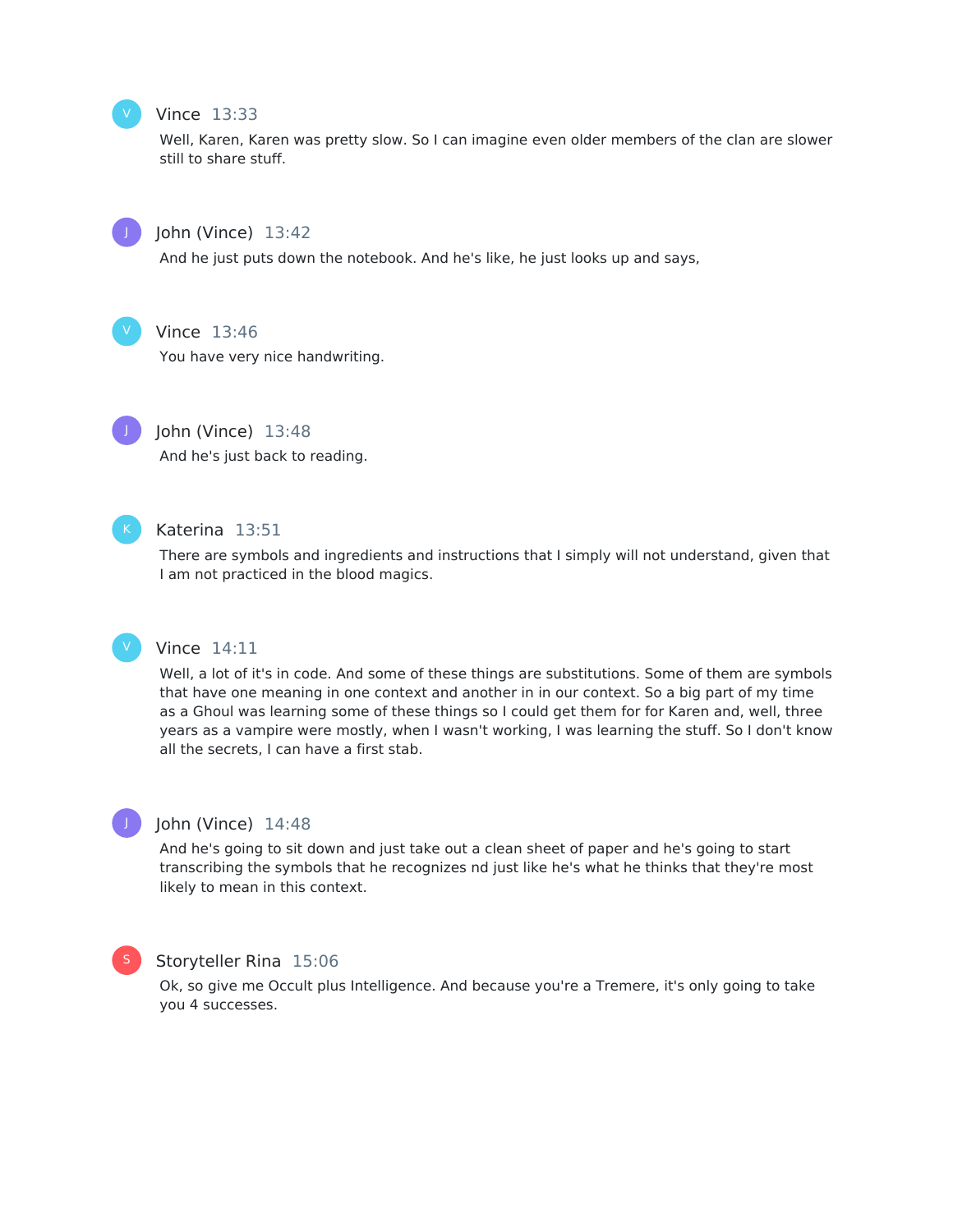**Vince** 13:33

Well, Karen, Karen was pretty slow. So I can imagine even older members of the clan are slower still to share stuff.

**John (Vince)** 13:42

And he just puts down the notebook. And he's like, he just looks up and says,

**Vince** 13:46

You have very nice handwriting.

**John (Vince)** 13:48

And he's just back to reading.

**Katerina** 13:51

There are symbols and ingredients and instructions that I simply will not understand, given that I am not practiced in the blood magics.

**Vince** 14:11

Well, a lot of it's in code. And some of these things are substitutions. Some of them are symbols that have one meaning in one context and another in in our context. So a big part of my time as a Ghoul was learning some of these things so I could get them for for Karen and, well, three years as a vampire were mostly, when I wasn't working, I was learning the stuff. So I don't know all the secrets, I can have a first stab.

**John (Vince)** 14:48

And he's going to sit down and just take out a clean sheet of paper and he's going to start transcribing the symbols that he recognizes nd just like he's what he thinks that they're most likely to mean in this context.

**Storyteller Rina** 15:06

Ok, so give me Occult plus Intelligence. And because you're a Tremere, it's only going to take you 4 successes.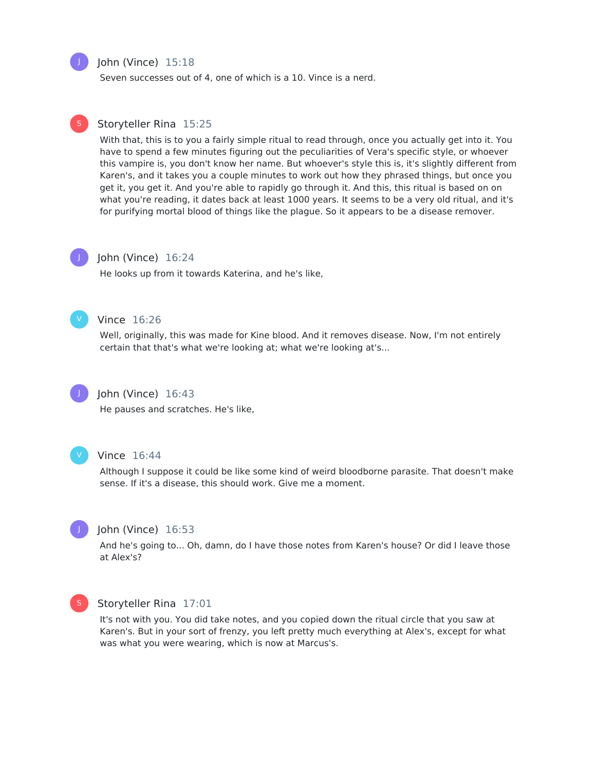**John (Vince)** 15:18

Seven successes out of 4, one of which is a 10. Vince is a nerd.

**Storyteller Rina** 15:25

With that, this is to you a fairly simple ritual to read through, once you actually get into it. You have to spend a few minutes figuring out the peculiarities of Vera's specific style, or whoever this vampire is, you don't know her name. But whoever's style this is, it's slightly different from Karen's, and it takes you a couple minutes to work out how they phrased things, but once you get it, you get it. And you're able to rapidly go through it. And this, this ritual is based on on what you're reading, it dates back at least 1000 years. It seems to be a very old ritual, and it's for purifying mortal blood of things like the plague. So it appears to be a disease remover.

**John (Vince)** 16:24

He looks up from it towards Katerina, and he's like,

**Vince** 16:26

Well, originally, this was made for Kine blood. And it removes disease. Now, I'm not entirely certain that that's what we're looking at; what we're looking at's...

**John (Vince)** 16:43

He pauses and scratches. He's like,

**Vince** 16:44

Although I suppose it could be like some kind of weird bloodborne parasite. That doesn't make sense. If it's a disease, this should work. Give me a moment.

**John (Vince)** 16:53

And he's going to... Oh, damn, do I have those notes from Karen's house? Or did I leave those at Alex's?

**Storyteller Rina** 17:01

It's not with you. You did take notes, and you copied down the ritual circle that you saw at Karen's. But in your sort of frenzy, you left pretty much everything at Alex's, except for what was what you were wearing, which is now at Marcus's.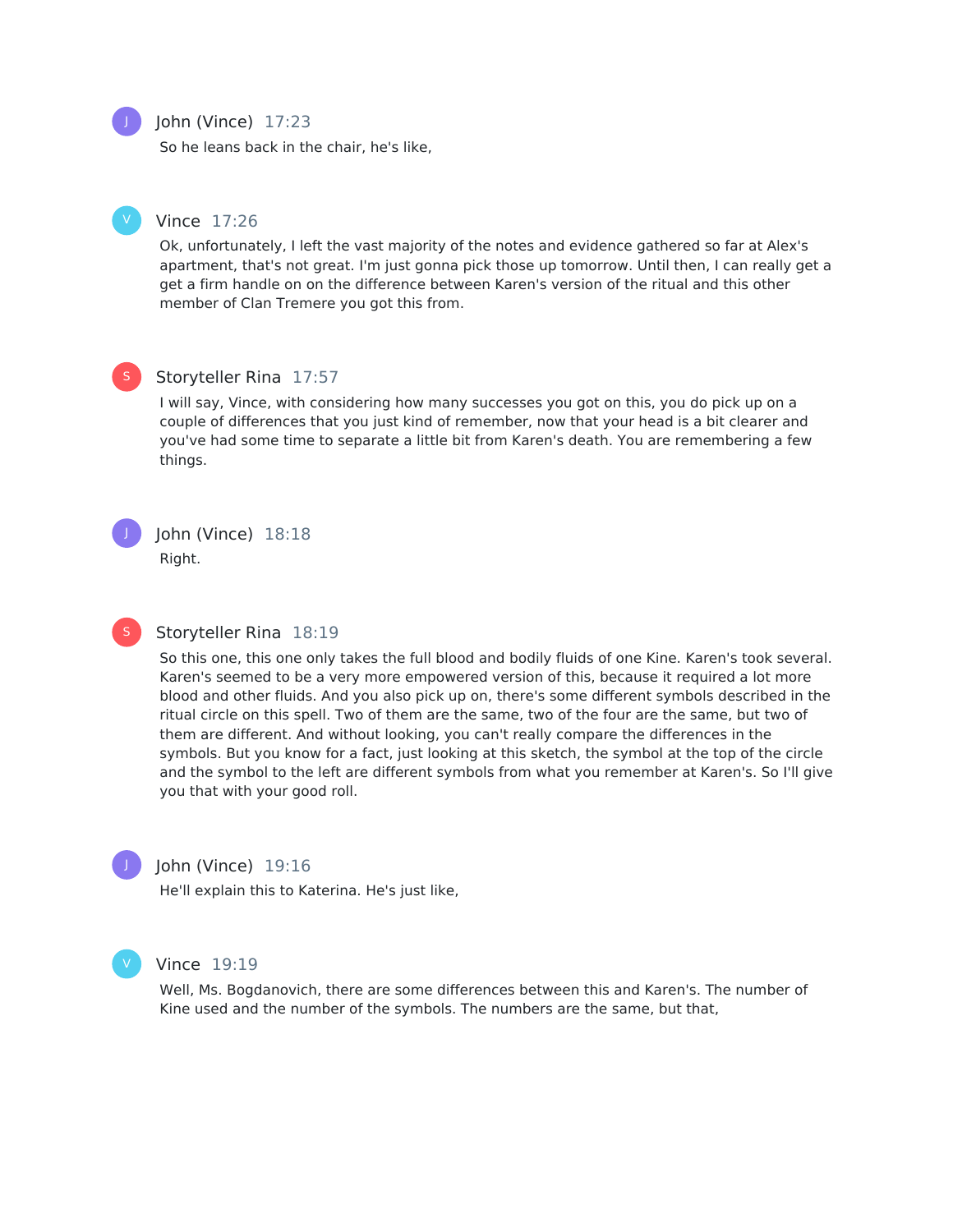**John (Vince)** 17:23

So he leans back in the chair, he's like,

**Vince** 17:26

Ok, unfortunately, I left the vast majority of the notes and evidence gathered so far at Alex's apartment, that's not great. I'm just gonna pick those up tomorrow. Until then, I can really get a get a firm handle on on the difference between Karen's version of the ritual and this other member of Clan Tremere you got this from.

**Storyteller Rina** 17:57

I will say, Vince, with considering how many successes you got on this, you do pick up on a couple of differences that you just kind of remember, now that your head is a bit clearer and you've had some time to separate a little bit from Karen's death. You are remembering a few things.

**John (Vince)** 18:18

Right.

**Storyteller Rina** 18:19

So this one, this one only takes the full blood and bodily fluids of one Kine. Karen's took several. Karen's seemed to be a very more empowered version of this, because it required a lot more blood and other fluids. And you also pick up on, there's some different symbols described in the ritual circle on this spell. Two of them are the same, two of the four are the same, but two of them are different. And without looking, you can't really compare the differences in the symbols. But you know for a fact, just looking at this sketch, the symbol at the top of the circle and the symbol to the left are different symbols from what you remember at Karen's. So I'll give you that with your good roll.

**John (Vince)** 19:16

He'll explain this to Katerina. He's just like,

**Vince** 19:19

Well, Ms. Bogdanovich, there are some differences between this and Karen's. The number of Kine used and the number of the symbols. The numbers are the same, but that,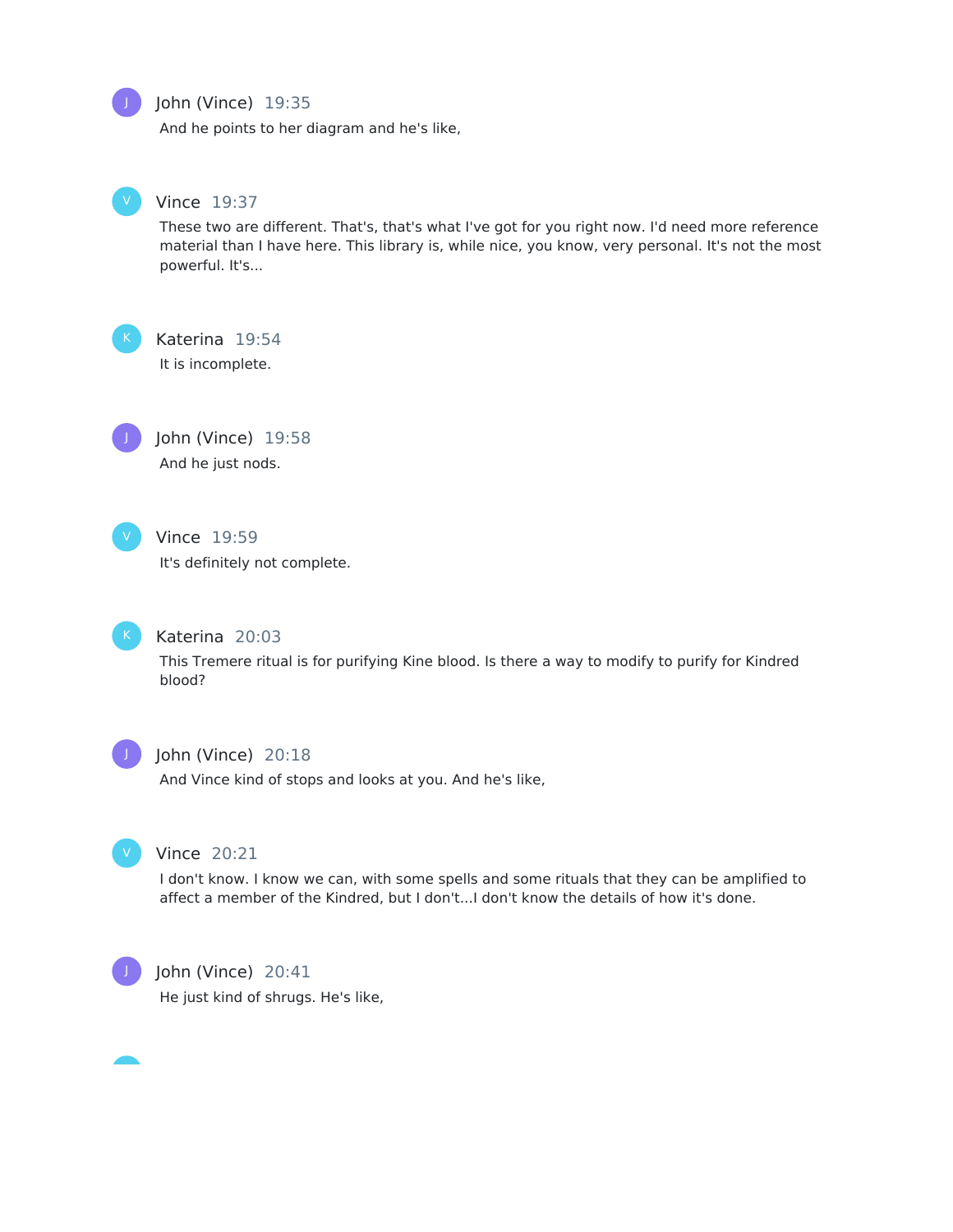**John (Vince)** 19:35

And he points to her diagram and he's like,

**Vince** 19:37

These two are different. That's, that's what I've got for you right now. I'd need more reference material than I have here. This library is, while nice, you know, very personal. It's not the most powerful. It's...

**Katerina** 19:54

It is incomplete.

**John (Vince)** 19:58

And he just nods.

**Vince** 19:59

It's definitely not complete.

**Katerina** 20:03

This Tremere ritual is for purifying Kine blood. Is there a way to modify to purify for Kindred blood?

**John (Vince)** 20:18

And Vince kind of stops and looks at you. And he's like,

**Vince** 20:21

I don't know. I know we can, with some spells and some rituals that they can be amplified to affect a member of the Kindred, but I don't...I don't know the details of how it's done.

**John (Vince)** 20:41

He just kind of shrugs. He's like,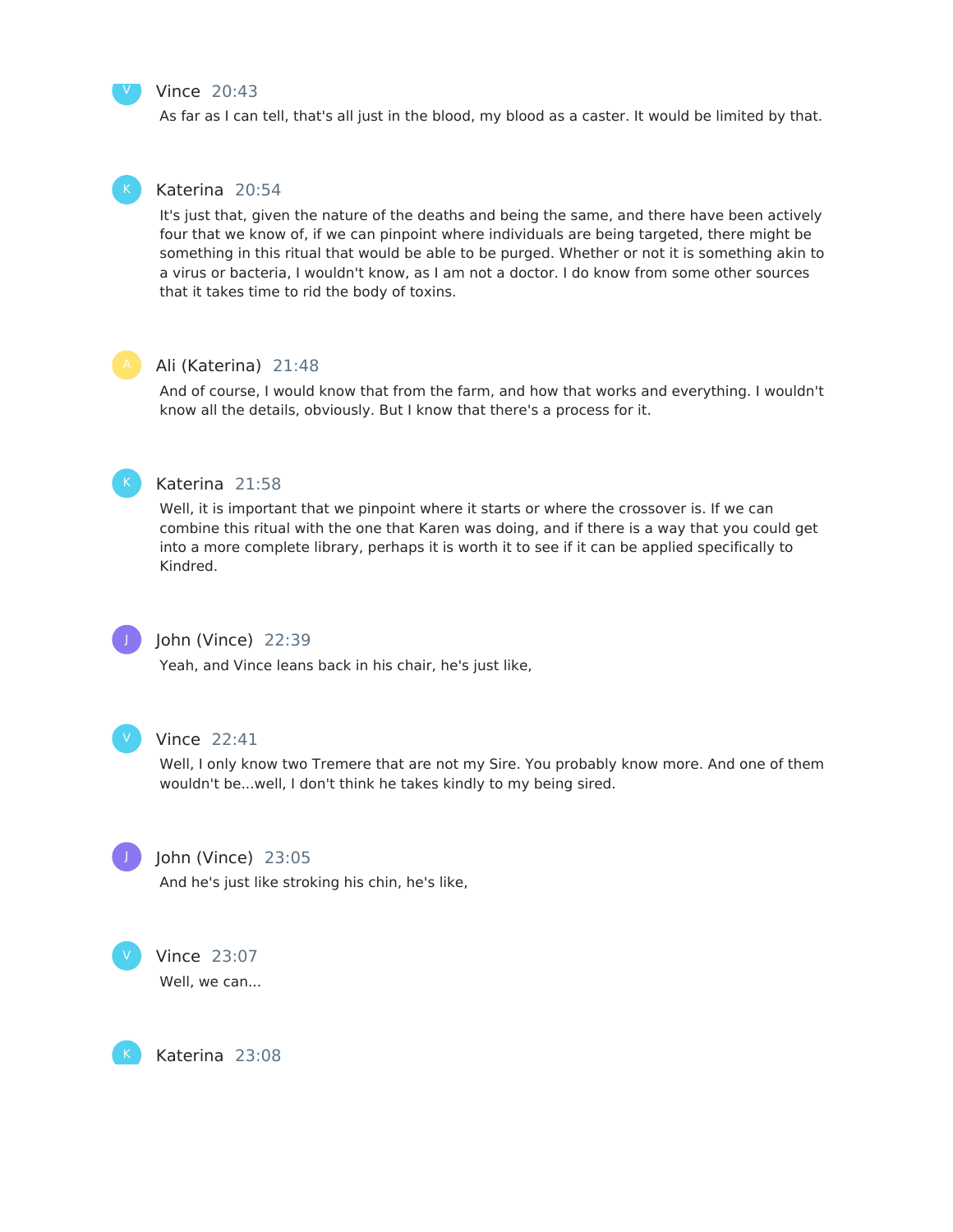**Vince** 20:43

As far as I can tell, that's all just in the blood, my blood as a caster. It would be limited by that.

**Katerina** 20:54

It's just that, given the nature of the deaths and being the same, and there have been actively four that we know of, if we can pinpoint where individuals are being targeted, there might be something in this ritual that would be able to be purged. Whether or not it is something akin to a virus or bacteria, I wouldn't know, as I am not a doctor. I do know from some other sources that it takes time to rid the body of toxins.

**Ali (Katerina)** 21:48

And of course, I would know that from the farm, and how that works and everything. I wouldn't know all the details, obviously. But I know that there's a process for it.

**Katerina** 21:58

Well, it is important that we pinpoint where it starts or where the crossover is. If we can combine this ritual with the one that Karen was doing, and if there is a way that you could get into a more complete library, perhaps it is worth it to see if it can be applied specifically to Kindred.

**John (Vince)** 22:39

Yeah, and Vince leans back in his chair, he's just like,

**Vince** 22:41

Well, I only know two Tremere that are not my Sire. You probably know more. And one of them wouldn't be...well, I don't think he takes kindly to my being sired.

**John (Vince)** 23:05

And he's just like stroking his chin, he's like,

**Vince** 23:07

Well, we can...

**Katerina** 23:08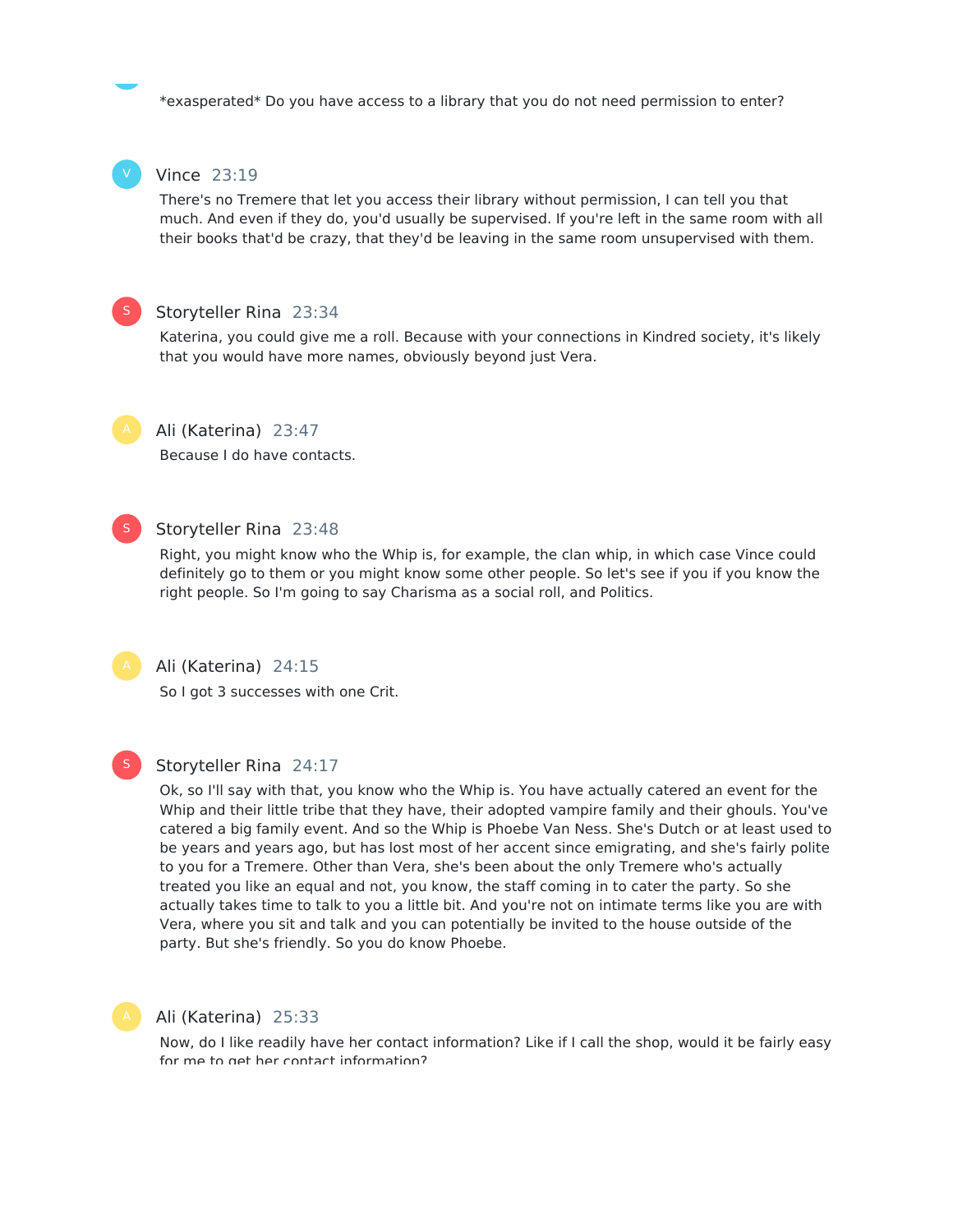*exasperated* Do you have access to a library that you do not need permission to enter?

**Vince** 23:19

There's no Tremere that let you access their library without permission, I can tell you that much. And even if they do, you'd usually be supervised. If you're left in the same room with all their books that'd be crazy, that they'd be leaving in the same room unsupervised with them.

**Storyteller Rina** 23:34

Katerina, you could give me a roll. Because with your connections in Kindred society, it's likely that you would have more names, obviously beyond just Vera.

**Ali (Katerina)** 23:47

Because I do have contacts.

**Storyteller Rina** 23:48

Right, you might know who the Whip is, for example, the clan whip, in which case Vince could definitely go to them or you might know some other people. So let's see if you if you know the right people. So I'm going to say Charisma as a social roll, and Politics.

**Ali (Katerina)** 24:15

So I got 3 successes with one Crit.

**Storyteller Rina** 24:17

Ok, so I'll say with that, you know who the Whip is. You have actually catered an event for the Whip and their little tribe that they have, their adopted vampire family and their ghouls. You've catered a big family event. And so the Whip is Phoebe Van Ness. She's Dutch or at least used to be years and years ago, but has lost most of her accent since emigrating, and she's fairly polite to you for a Tremere. Other than Vera, she's been about the only Tremere who's actually treated you like an equal and not, you know, the staff coming in to cater the party. So she actually takes time to talk to you a little bit. And you're not on intimate terms like you are with Vera, where you sit and talk and you can potentially be invited to the house outside of the party. But she's friendly. So you do know Phoebe.

**Ali (Katerina)** 25:33

Now, do I like readily have her contact information? Like if I call the shop, would it be fairly easy for me to get her contact information?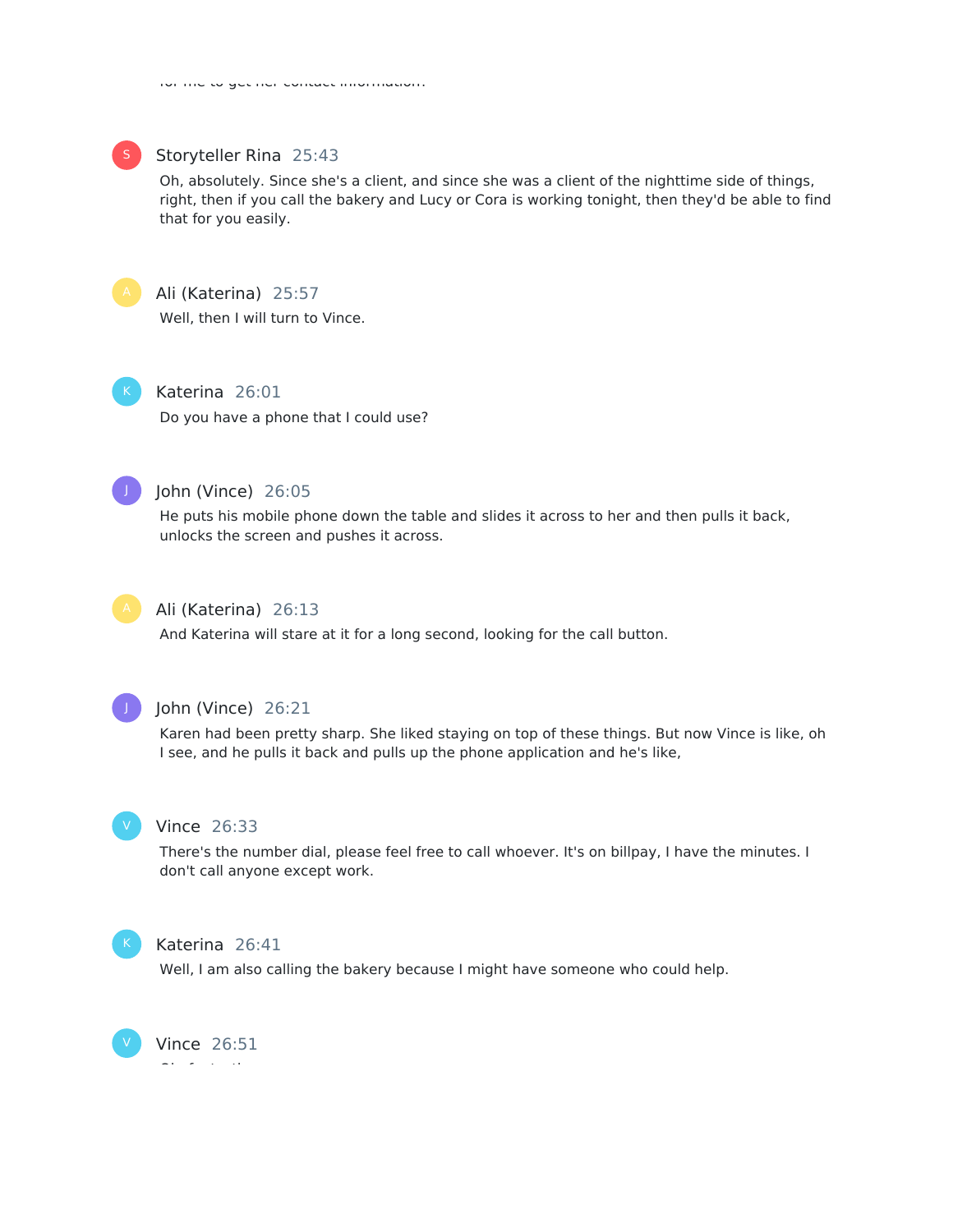for me to get her contact information?

**Storyteller Rina** 25:43

Oh, absolutely. Since she's a client, and since she was a client of the nighttime side of things, right, then if you call the bakery and Lucy or Cora is working tonight, then they'd be able to find that for you easily.

**Ali (Katerina)** 25:57

Well, then I will turn to Vince.

**Katerina** 26:01

Do you have a phone that I could use?

**John (Vince)** 26:05

He puts his mobile phone down the table and slides it across to her and then pulls it back, unlocks the screen and pushes it across.

**Ali (Katerina)** 26:13

And Katerina will stare at it for a long second, looking for the call button.

**John (Vince)** 26:21

Karen had been pretty sharp. She liked staying on top of these things. But now Vince is like, oh I see, and he pulls it back and pulls up the phone application and he's like,

**Vince** 26:33

There's the number dial, please feel free to call whoever. It's on billpay, I have the minutes. I don't call anyone except work.

**Katerina** 26:41

Well, I am also calling the bakery because I might have someone who could help.

**Vince** 26:51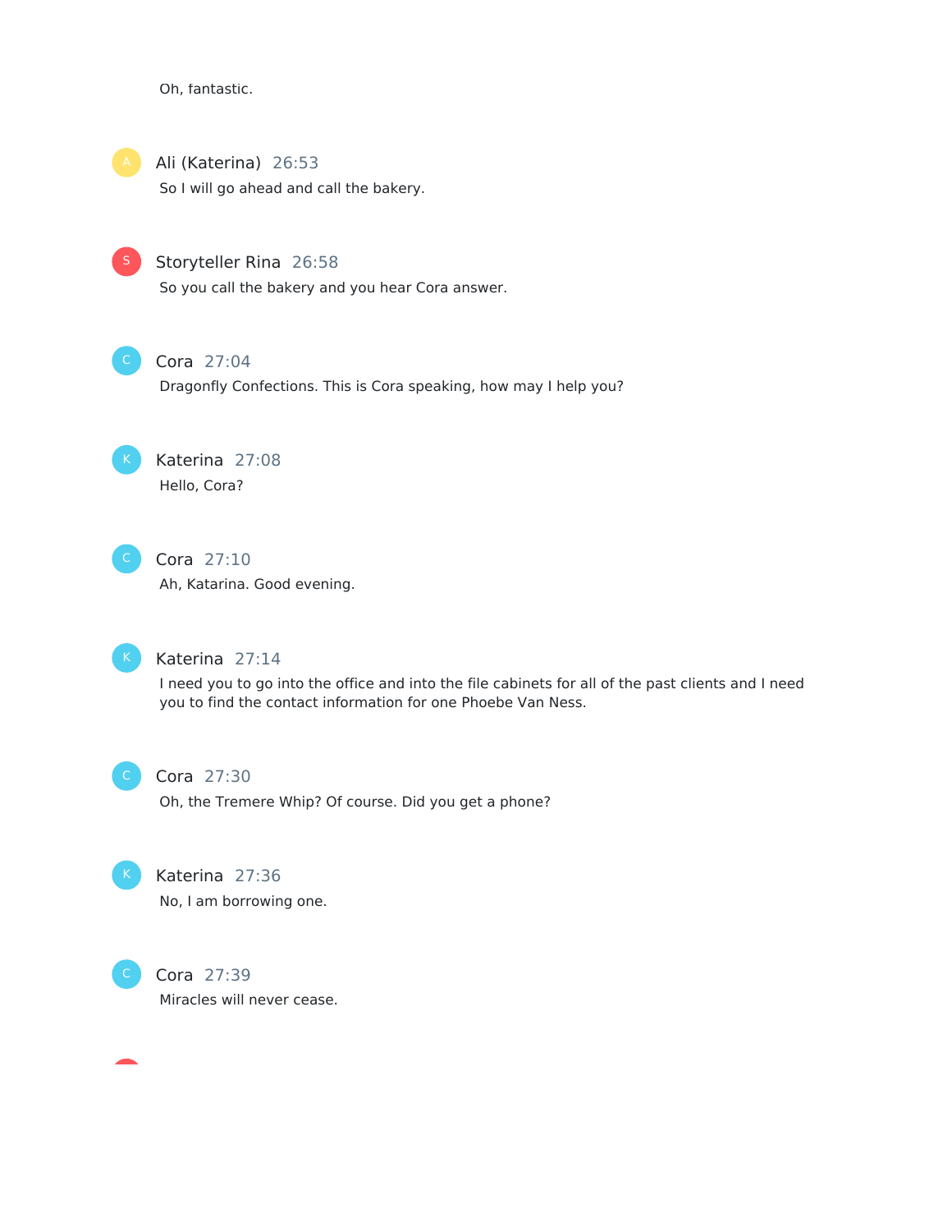Oh, fantastic.

Ali (Katerina) 26:53

So I will go ahead and call the bakery.

Storyteller Rina 26:58

So you call the bakery and you hear Cora answer.

Cora 27:04

Dragonfly Confections. This is Cora speaking, how may I help you?

Katerina 27:08

Hello, Cora?

Cora 27:10

Ah, Katarina. Good evening.

Katerina 27:14

I need you to go into the office and into the file cabinets for all of the past clients and I need you to find the contact information for one Phoebe Van Ness.

Cora 27:30

Oh, the Tremere Whip? Of course. Did you get a phone?

Katerina 27:36

No, I am borrowing one.

Cora 27:39

Miracles will never cease.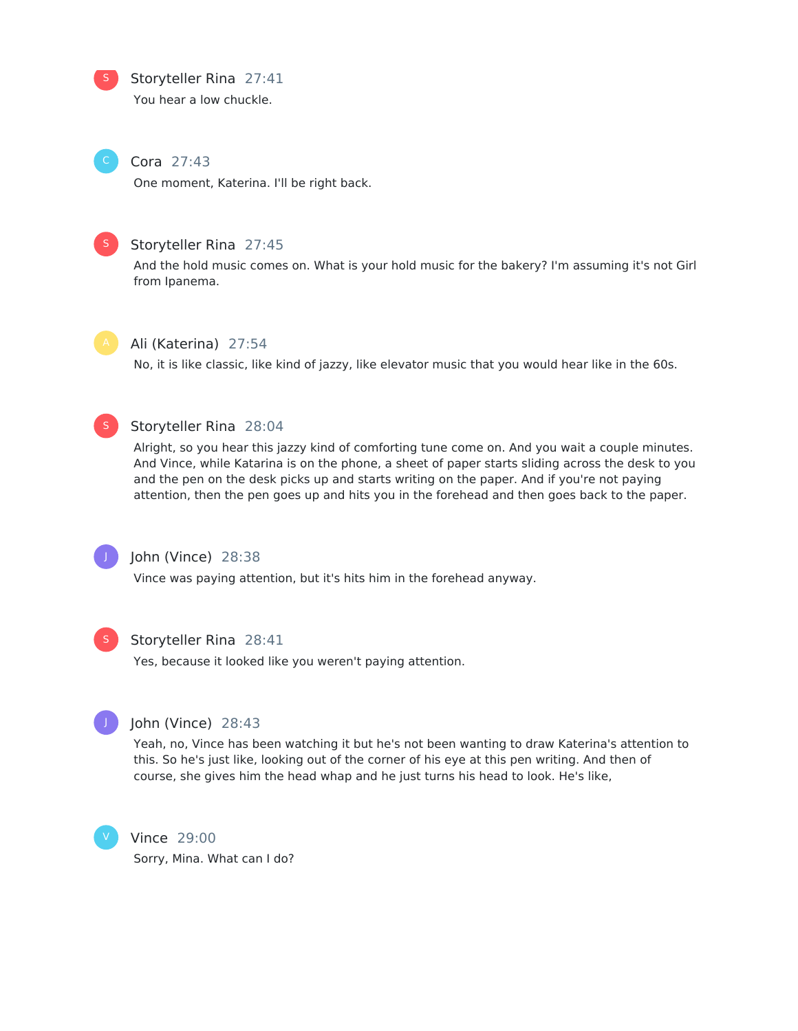**Storyteller Rina** 27:41

You hear a low chuckle.

**Cora** 27:43

One moment, Katerina. I'll be right back.

**Storyteller Rina** 27:45

And the hold music comes on. What is your hold music for the bakery? I'm assuming it's not Girl from Ipanema.

**Ali (Katerina)** 27:54

No, it is like classic, like kind of jazzy, like elevator music that you would hear like in the 60s.

**Storyteller Rina** 28:04

Alright, so you hear this jazzy kind of comforting tune come on. And you wait a couple minutes. And Vince, while Katarina is on the phone, a sheet of paper starts sliding across the desk to you and the pen on the desk picks up and starts writing on the paper. And if you're not paying attention, then the pen goes up and hits you in the forehead and then goes back to the paper.

**John (Vince)** 28:38

Vince was paying attention, but it's hits him in the forehead anyway.

**Storyteller Rina** 28:41

Yes, because it looked like you weren't paying attention.

**John (Vince)** 28:43

Yeah, no, Vince has been watching it but he's not been wanting to draw Katerina's attention to this. So he's just like, looking out of the corner of his eye at this pen writing. And then of course, she gives him the head whap and he just turns his head to look. He's like,

**Vince** 29:00

Sorry, Mina. What can I do?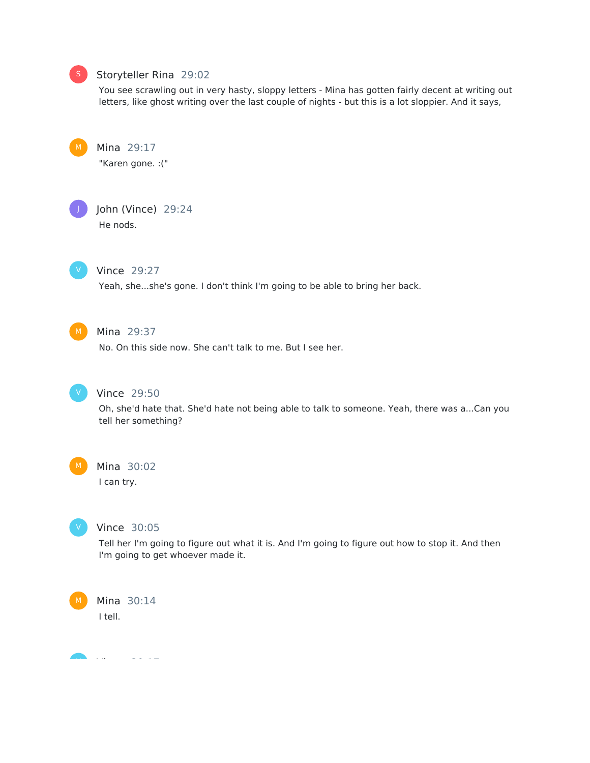**Storyteller Rina** 29:02

You see scrawling out in very hasty, sloppy letters - Mina has gotten fairly decent at writing out letters, like ghost writing over the last couple of nights - but this is a lot sloppier. And it says,

**Mina** 29:17

"Karen gone. :("

**John (Vince)** 29:24

He nods.

**Vince** 29:27

Yeah, she...she's gone. I don't think I'm going to be able to bring her back.

**Mina** 29:37

No. On this side now. She can't talk to me. But I see her.

**Vince** 29:50

Oh, she'd hate that. She'd hate not being able to talk to someone. Yeah, there was a...Can you tell her something?

**Mina** 30:02

I can try.

**Vince** 30:05

Tell her I'm going to figure out what it is. And I'm going to figure out how to stop it. And then I'm going to get whoever made it.

**Mina** 30:14

I tell.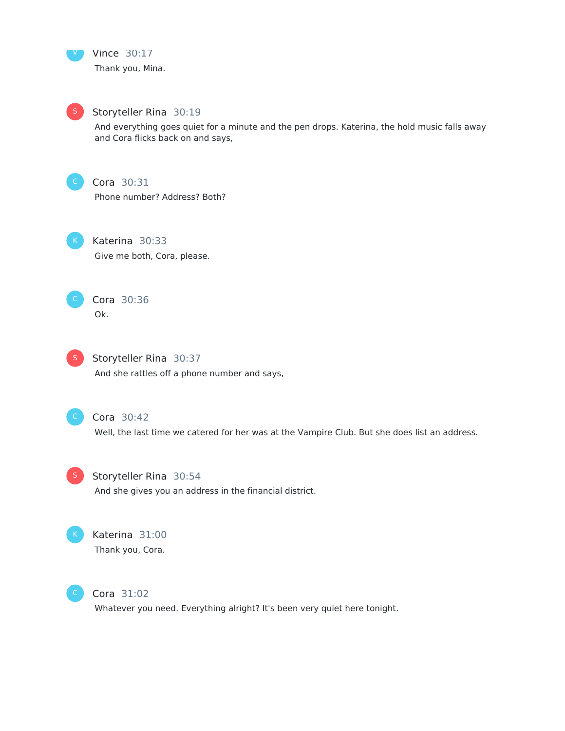**Vince** 30:17

Thank you, Mina.

**Storyteller Rina** 30:19

And everything goes quiet for a minute and the pen drops. Katerina, the hold music falls away and Cora flicks back on and says,

**Cora** 30:31

Phone number? Address? Both?

**Katerina** 30:33

Give me both, Cora, please.

**Cora** 30:36

Ok.

**Storyteller Rina** 30:37

And she rattles off a phone number and says,

**Cora** 30:42

Well, the last time we catered for her was at the Vampire Club. But she does list an address.

**Storyteller Rina** 30:54

And she gives you an address in the financial district.

**Katerina** 31:00

Thank you, Cora.

**Cora** 31:02

Whatever you need. Everything alright? It's been very quiet here tonight.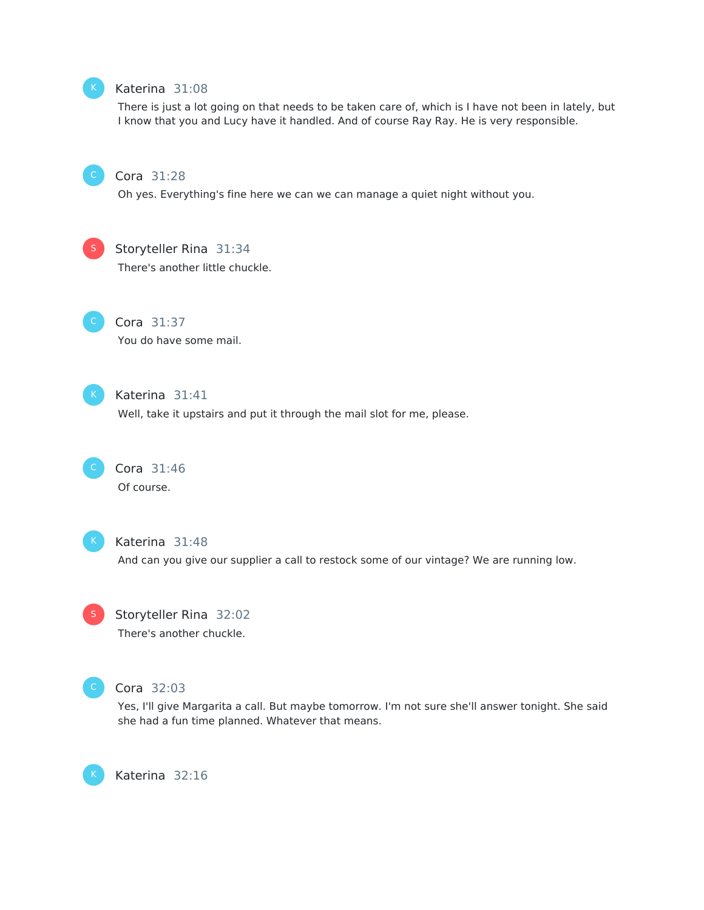**Katerina** 31:08

There is just a lot going on that needs to be taken care of, which is I have not been in lately, but I know that you and Lucy have it handled. And of course Ray Ray. He is very responsible.

**Cora** 31:28

Oh yes. Everything's fine here we can we can manage a quiet night without you.

**Storyteller Rina** 31:34

There's another little chuckle.

**Cora** 31:37

You do have some mail.

**Katerina** 31:41

Well, take it upstairs and put it through the mail slot for me, please.

**Cora** 31:46

Of course.

**Katerina** 31:48

And can you give our supplier a call to restock some of our vintage? We are running low.

**Storyteller Rina** 32:02

There's another chuckle.

**Cora** 32:03

Yes, I'll give Margarita a call. But maybe tomorrow. I'm not sure she'll answer tonight. She said she had a fun time planned. Whatever that means.

**Katerina** 32:16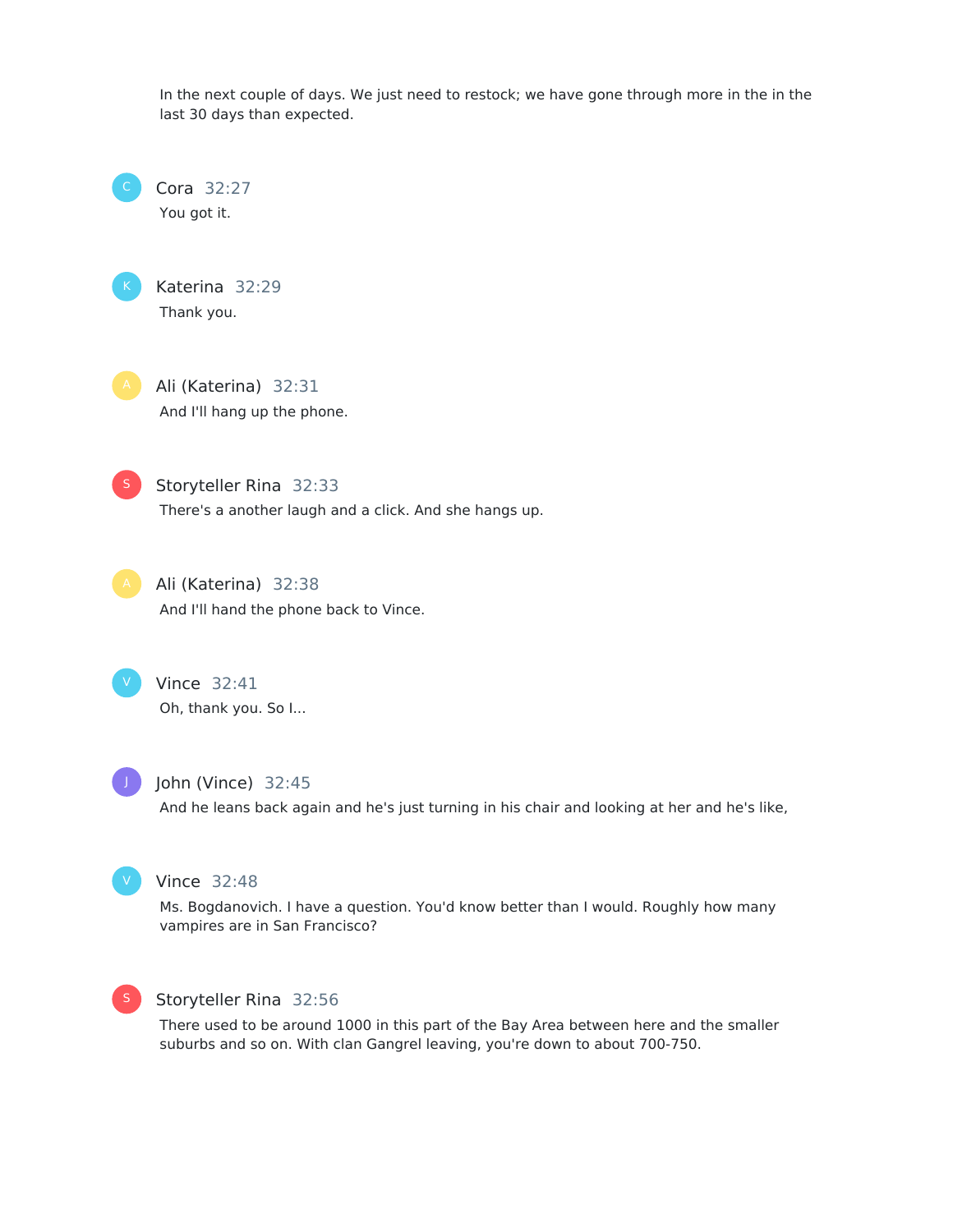In the next couple of days. We just need to restock; we have gone through more in the in the last 30 days than expected.

**Cora** 32:27
You got it.

**Katerina** 32:29
Thank you.

**Ali (Katerina)** 32:31
And I'll hang up the phone.

**Storyteller Rina** 32:33
There's a another laugh and a click. And she hangs up.

**Ali (Katerina)** 32:38
And I'll hand the phone back to Vince.

**Vince** 32:41
Oh, thank you. So I...

**John (Vince)** 32:45
And he leans back again and he's just turning in his chair and looking at her and he's like,

**Vince** 32:48
Ms. Bogdanovich. I have a question. You'd know better than I would. Roughly how many vampires are in San Francisco?

**Storyteller Rina** 32:56
There used to be around 1000 in this part of the Bay Area between here and the smaller suburbs and so on. With clan Gangrel leaving, you're down to about 700-750.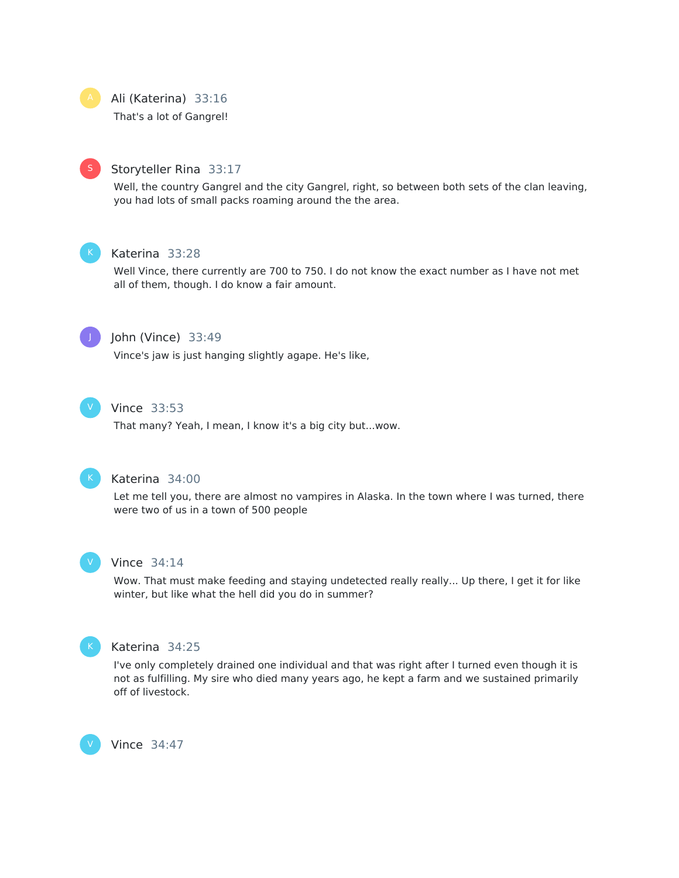Ali (Katerina) 33:16

That's a lot of Gangrel!

Storyteller Rina 33:17

Well, the country Gangrel and the city Gangrel, right, so between both sets of the clan leaving, you had lots of small packs roaming around the the area.

Katerina 33:28

Well Vince, there currently are 700 to 750. I do not know the exact number as I have not met all of them, though. I do know a fair amount.

John (Vince) 33:49

Vince's jaw is just hanging slightly agape. He's like,

Vince 33:53

That many? Yeah, I mean, I know it's a big city but...wow.

Katerina 34:00

Let me tell you, there are almost no vampires in Alaska. In the town where I was turned, there were two of us in a town of 500 people

Vince 34:14

Wow. That must make feeding and staying undetected really really... Up there, I get it for like winter, but like what the hell did you do in summer?

Katerina 34:25

I've only completely drained one individual and that was right after I turned even though it is not as fulfilling. My sire who died many years ago, he kept a farm and we sustained primarily off of livestock.

Vince 34:47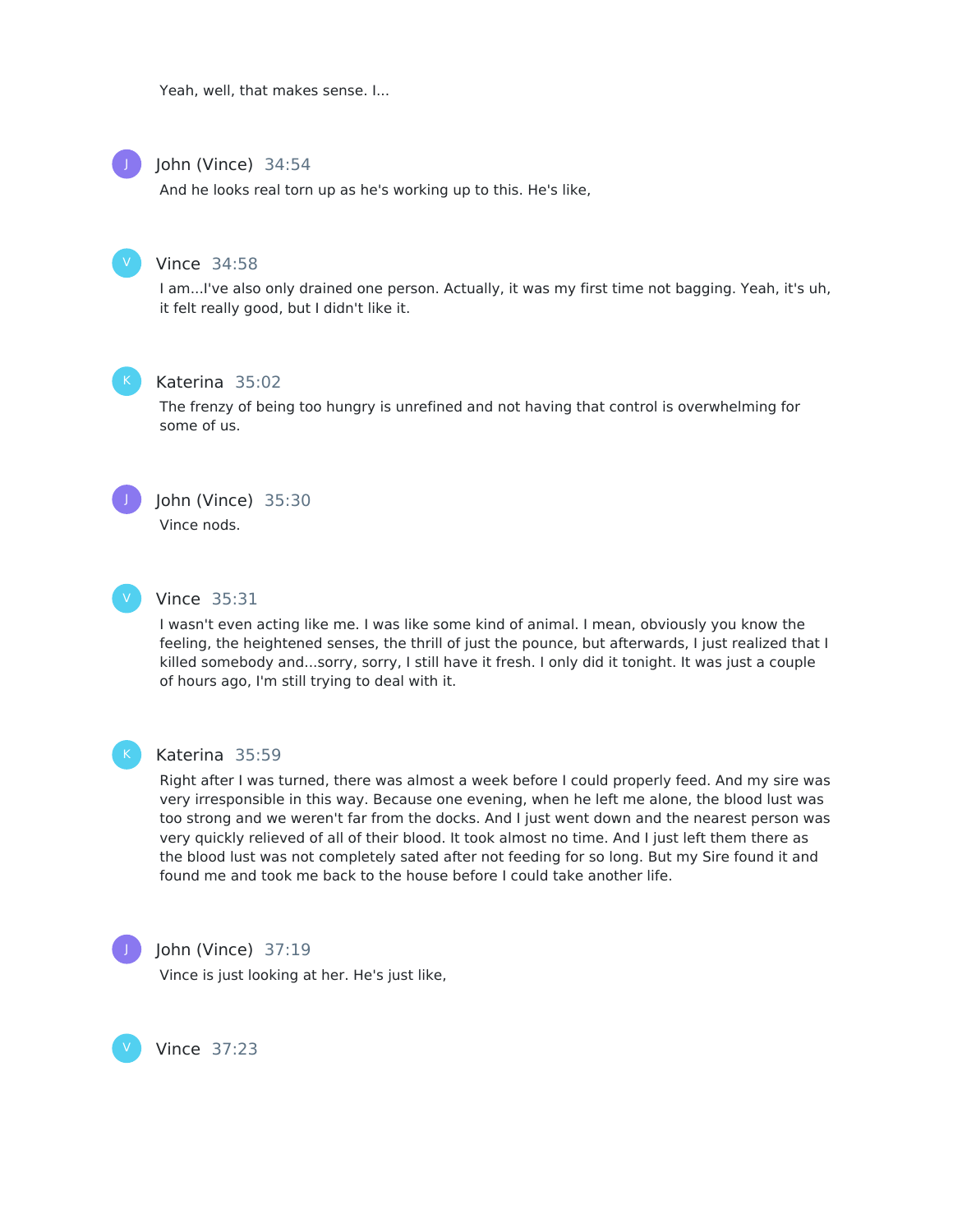Yeah, well, that makes sense. I...

**John (Vince)** 34:54

And he looks real torn up as he's working up to this. He's like,

**Vince** 34:58

I am...I've also only drained one person. Actually, it was my first time not bagging. Yeah, it's uh, it felt really good, but I didn't like it.

**Katerina** 35:02

The frenzy of being too hungry is unrefined and not having that control is overwhelming for some of us.

**John (Vince)** 35:30

Vince nods.

**Vince** 35:31

I wasn't even acting like me. I was like some kind of animal. I mean, obviously you know the feeling, the heightened senses, the thrill of just the pounce, but afterwards, I just realized that I killed somebody and...sorry, sorry, I still have it fresh. I only did it tonight. It was just a couple of hours ago, I'm still trying to deal with it.

**Katerina** 35:59

Right after I was turned, there was almost a week before I could properly feed. And my sire was very irresponsible in this way. Because one evening, when he left me alone, the blood lust was too strong and we weren't far from the docks. And I just went down and the nearest person was very quickly relieved of all of their blood. It took almost no time. And I just left them there as the blood lust was not completely sated after not feeding for so long. But my Sire found it and found me and took me back to the house before I could take another life.

**John (Vince)** 37:19

Vince is just looking at her. He's just like,

**Vince** 37:23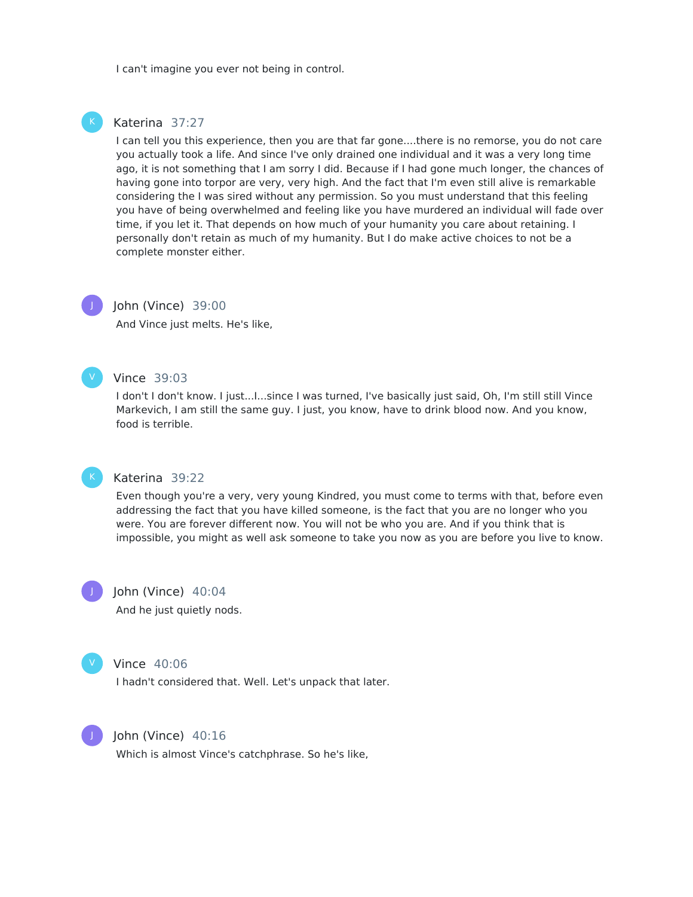I can't imagine you ever not being in control.

**Katerina** 37:27

I can tell you this experience, then you are that far gone....there is no remorse, you do not care you actually took a life. And since I've only drained one individual and it was a very long time ago, it is not something that I am sorry I did. Because if I had gone much longer, the chances of having gone into torpor are very, very high. And the fact that I'm even still alive is remarkable considering the I was sired without any permission. So you must understand that this feeling you have of being overwhelmed and feeling like you have murdered an individual will fade over time, if you let it. That depends on how much of your humanity you care about retaining. I personally don't retain as much of my humanity. But I do make active choices to not be a complete monster either.

**John (Vince)** 39:00

And Vince just melts. He's like,

**Vince** 39:03

I don't I don't know. I just...I...since I was turned, I've basically just said, Oh, I'm still still Vince Markevich, I am still the same guy. I just, you know, have to drink blood now. And you know, food is terrible.

**Katerina** 39:22

Even though you're a very, very young Kindred, you must come to terms with that, before even addressing the fact that you have killed someone, is the fact that you are no longer who you were. You are forever different now. You will not be who you are. And if you think that is impossible, you might as well ask someone to take you now as you are before you live to know.

**John (Vince)** 40:04

And he just quietly nods.

**Vince** 40:06

I hadn't considered that. Well. Let's unpack that later.

**John (Vince)** 40:16

Which is almost Vince's catchphrase. So he's like,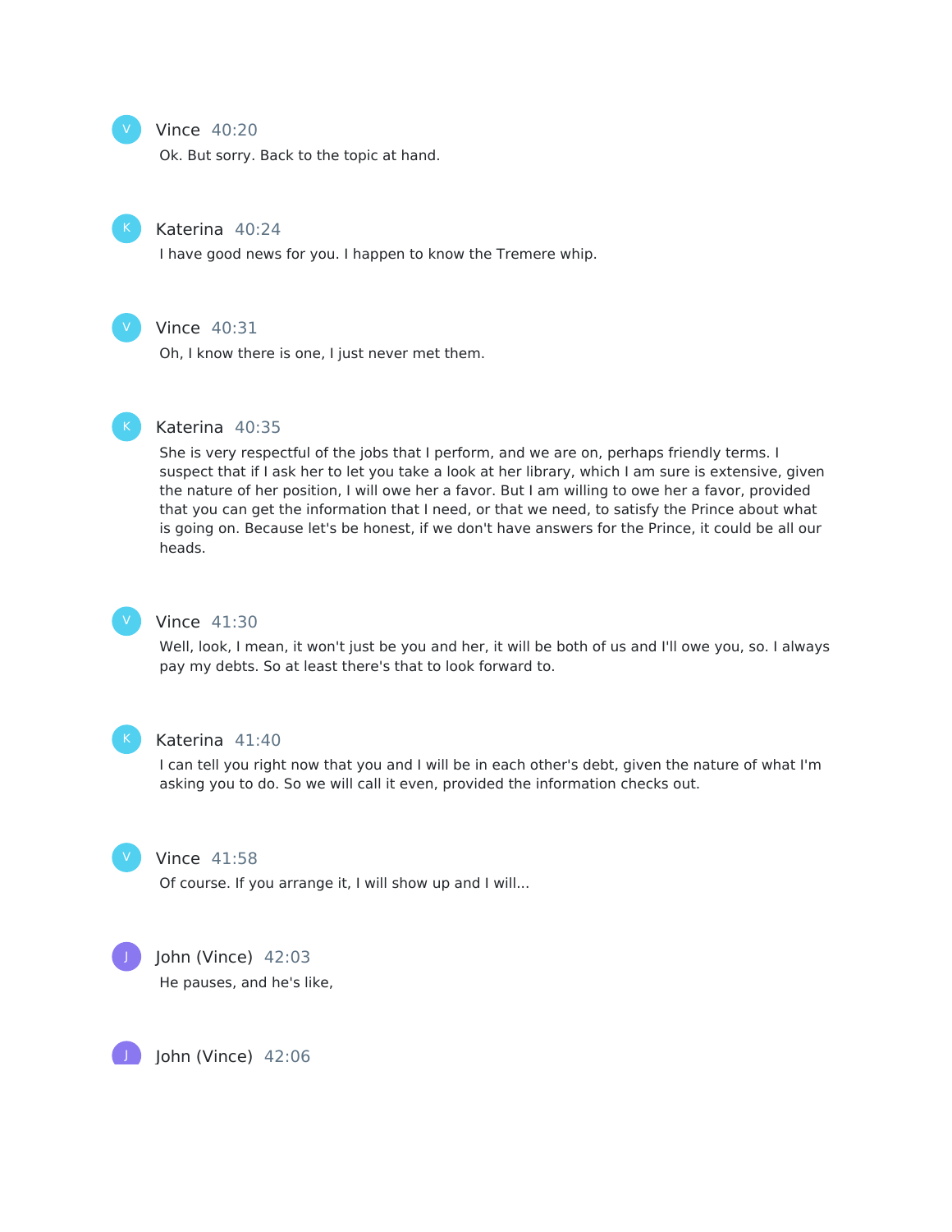Vince 40:20

Ok. But sorry. Back to the topic at hand.

Katerina 40:24

I have good news for you. I happen to know the Tremere whip.

Vince 40:31

Oh, I know there is one, I just never met them.

Katerina 40:35

She is very respectful of the jobs that I perform, and we are on, perhaps friendly terms. I suspect that if I ask her to let you take a look at her library, which I am sure is extensive, given the nature of her position, I will owe her a favor. But I am willing to owe her a favor, provided that you can get the information that I need, or that we need, to satisfy the Prince about what is going on. Because let's be honest, if we don't have answers for the Prince, it could be all our heads.

Vince 41:30

Well, look, I mean, it won't just be you and her, it will be both of us and I'll owe you, so. I always pay my debts. So at least there's that to look forward to.

Katerina 41:40

I can tell you right now that you and I will be in each other's debt, given the nature of what I'm asking you to do. So we will call it even, provided the information checks out.

Vince 41:58

Of course. If you arrange it, I will show up and I will...

John (Vince) 42:03

He pauses, and he's like,

John (Vince) 42:06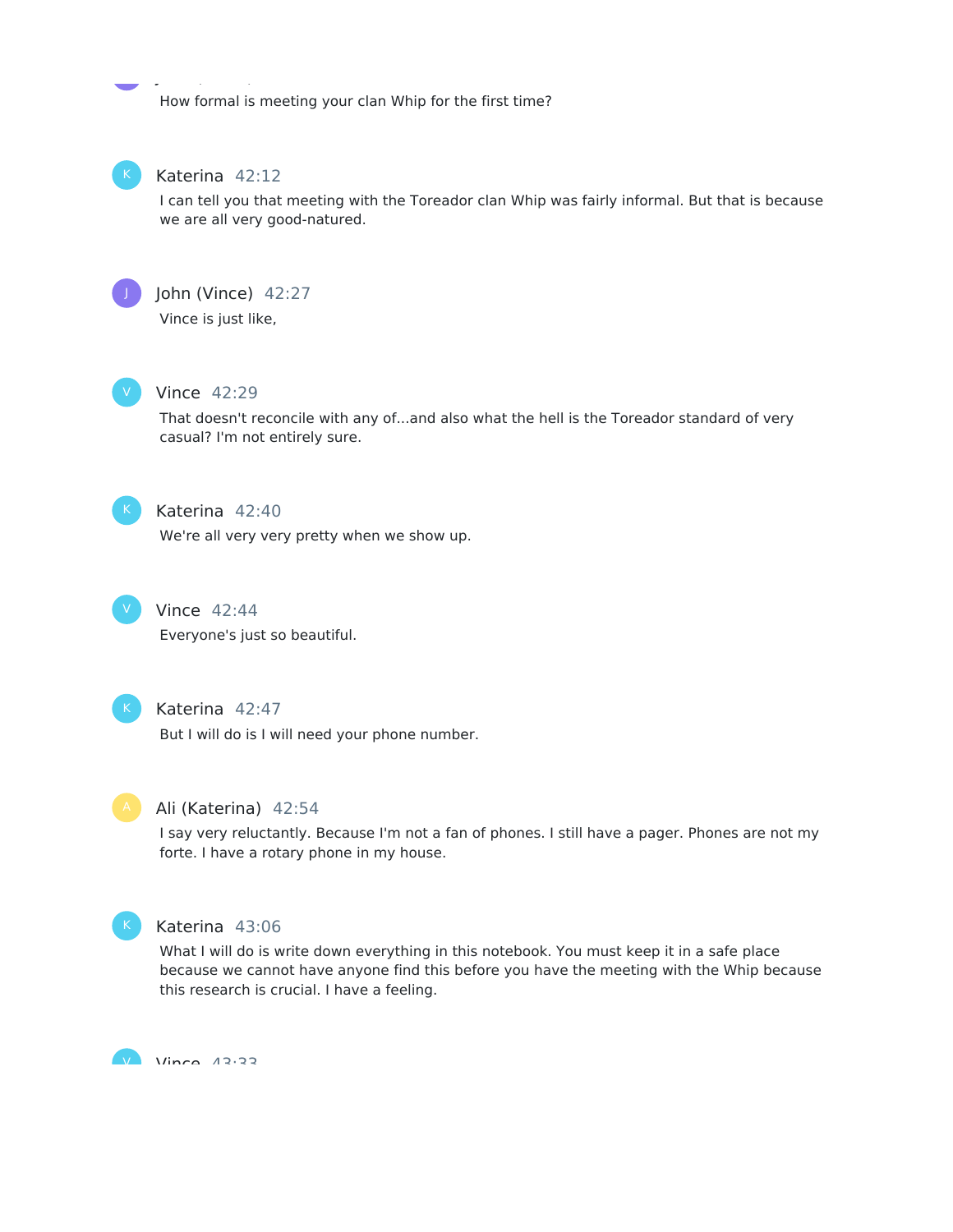How formal is meeting your clan Whip for the first time?

**Katerina** 42:12

I can tell you that meeting with the Toreador clan Whip was fairly informal. But that is because we are all very good-natured.

**John (Vince)** 42:27

Vince is just like,

**Vince** 42:29

That doesn't reconcile with any of...and also what the hell is the Toreador standard of very casual? I'm not entirely sure.

**Katerina** 42:40

We're all very very pretty when we show up.

**Vince** 42:44

Everyone's just so beautiful.

**Katerina** 42:47

But I will do is I will need your phone number.

**Ali (Katerina)** 42:54

I say very reluctantly. Because I'm not a fan of phones. I still have a pager. Phones are not my forte. I have a rotary phone in my house.

**Katerina** 43:06

What I will do is write down everything in this notebook. You must keep it in a safe place because we cannot have anyone find this before you have the meeting with the Whip because this research is crucial. I have a feeling.

**Vince** 43:33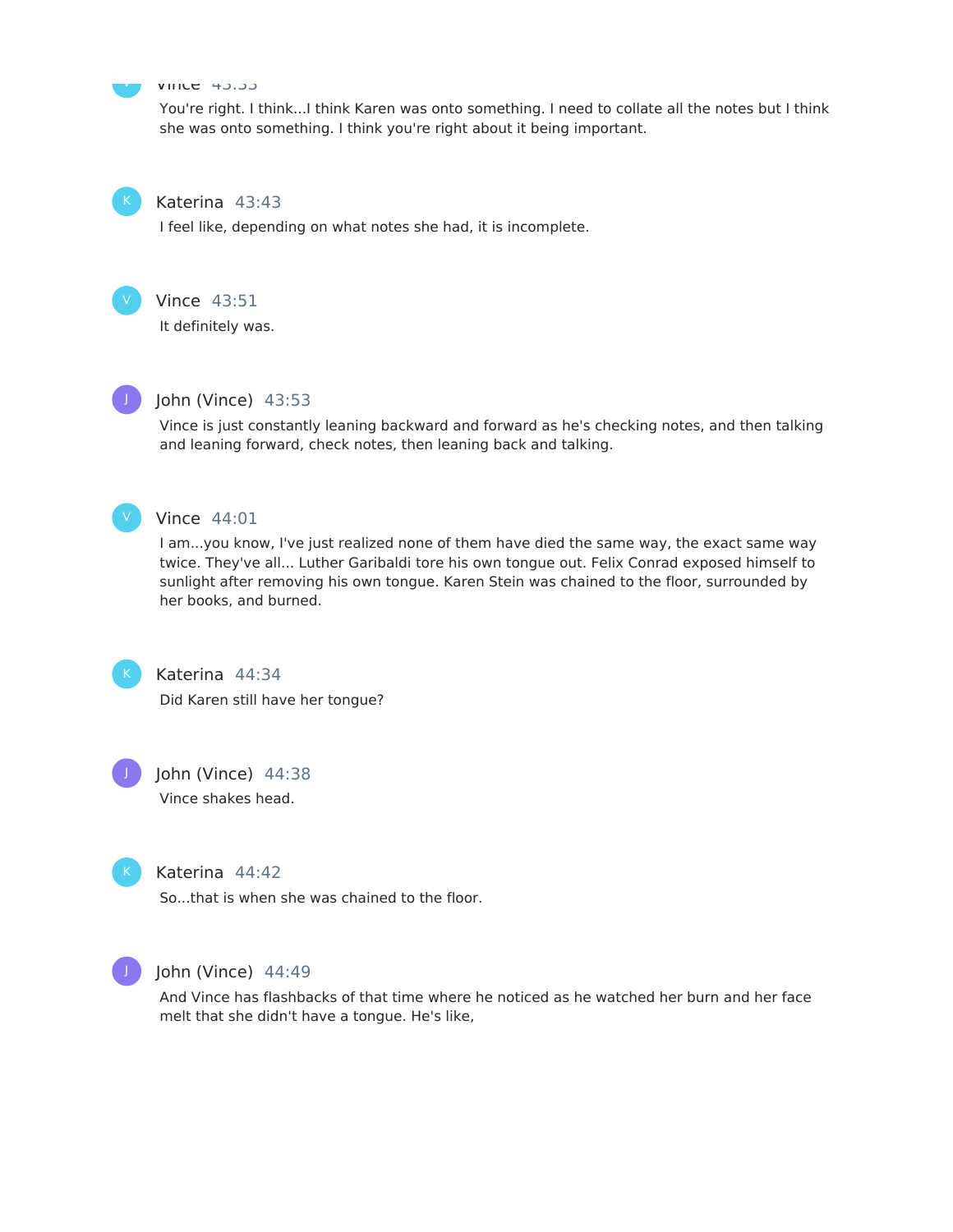Vince 43:33

You're right. I think...I think Karen was onto something. I need to collate all the notes but I think she was onto something. I think you're right about it being important.

Katerina 43:43

I feel like, depending on what notes she had, it is incomplete.

Vince 43:51

It definitely was.

John (Vince) 43:53

Vince is just constantly leaning backward and forward as he's checking notes, and then talking and leaning forward, check notes, then leaning back and talking.

Vince 44:01

I am...you know, I've just realized none of them have died the same way, the exact same way twice. They've all... Luther Garibaldi tore his own tongue out. Felix Conrad exposed himself to sunlight after removing his own tongue. Karen Stein was chained to the floor, surrounded by her books, and burned.

Katerina 44:34

Did Karen still have her tongue?

John (Vince) 44:38

Vince shakes head.

Katerina 44:42

So...that is when she was chained to the floor.

John (Vince) 44:49

And Vince has flashbacks of that time where he noticed as he watched her burn and her face melt that she didn't have a tongue. He's like,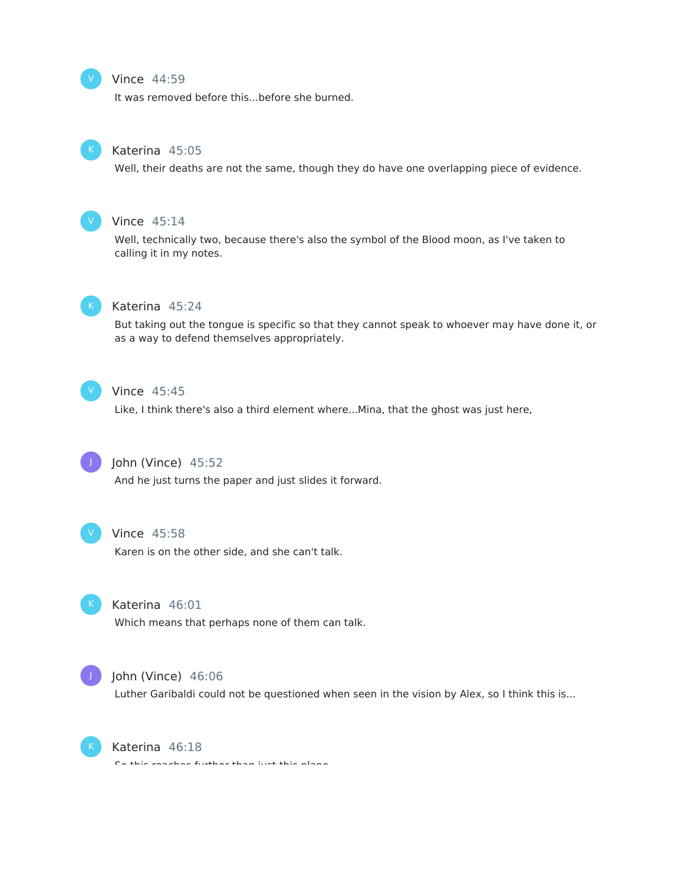Vince 44:59

It was removed before this...before she burned.

Katerina 45:05

Well, their deaths are not the same, though they do have one overlapping piece of evidence.

Vince 45:14

Well, technically two, because there's also the symbol of the Blood moon, as I've taken to calling it in my notes.

Katerina 45:24

But taking out the tongue is specific so that they cannot speak to whoever may have done it, or as a way to defend themselves appropriately.

Vince 45:45

Like, I think there's also a third element where...Mina, that the ghost was just here,

John (Vince) 45:52

And he just turns the paper and just slides it forward.

Vince 45:58

Karen is on the other side, and she can't talk.

Katerina 46:01

Which means that perhaps none of them can talk.

John (Vince) 46:06

Luther Garibaldi could not be questioned when seen in the vision by Alex, so I think this is...

Katerina 46:18

So this reaches further than just this plane.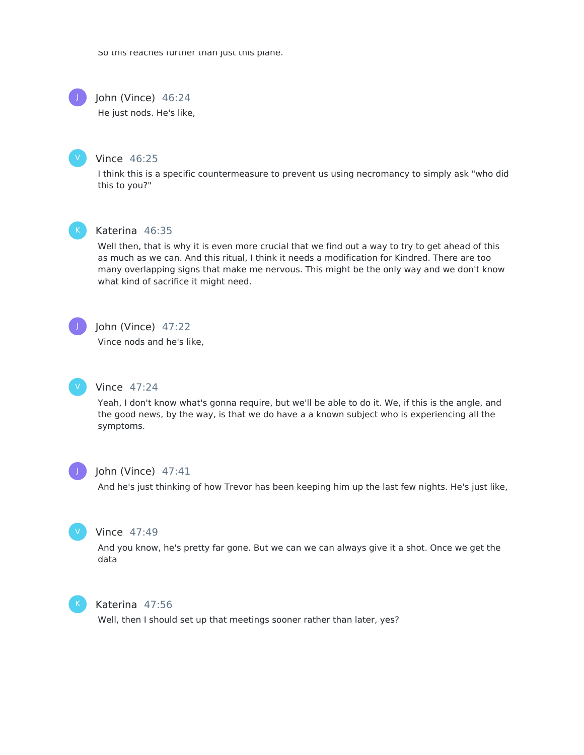So this reaches further than just this plane.

John (Vince) 46:24

He just nods. He's like,

Vince 46:25

I think this is a specific countermeasure to prevent us using necromancy to simply ask "who did this to you?"

Katerina 46:35

Well then, that is why it is even more crucial that we find out a way to try to get ahead of this as much as we can. And this ritual, I think it needs a modification for Kindred. There are too many overlapping signs that make me nervous. This might be the only way and we don't know what kind of sacrifice it might need.

John (Vince) 47:22

Vince nods and he's like,

Vince 47:24

Yeah, I don't know what's gonna require, but we'll be able to do it. We, if this is the angle, and the good news, by the way, is that we do have a a known subject who is experiencing all the symptoms.

John (Vince) 47:41

And he's just thinking of how Trevor has been keeping him up the last few nights. He's just like,

Vince 47:49

And you know, he's pretty far gone. But we can we can always give it a shot. Once we get the data

Katerina 47:56

Well, then I should set up that meetings sooner rather than later, yes?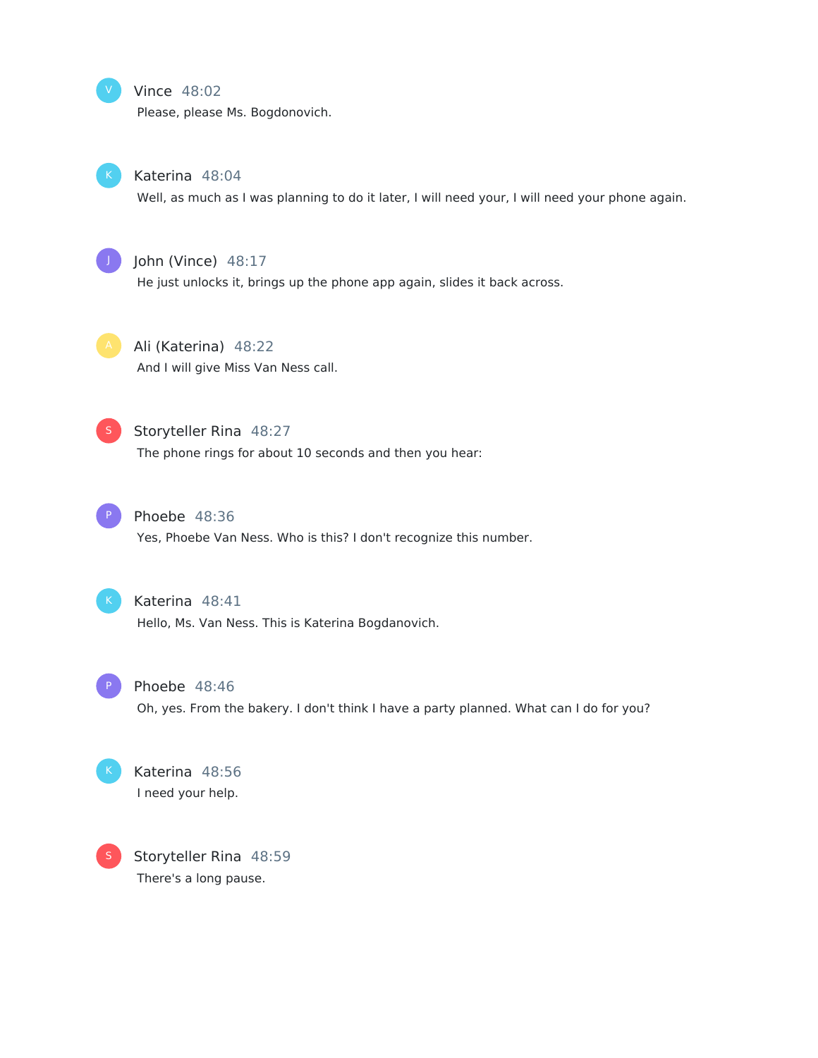**Vince** 48:02

Please, please Ms. Bogdonovich.

**Katerina** 48:04

Well, as much as I was planning to do it later, I will need your, I will need your phone again.

**John (Vince)** 48:17

He just unlocks it, brings up the phone app again, slides it back across.

**Ali (Katerina)** 48:22

And I will give Miss Van Ness call.

**Storyteller Rina** 48:27

The phone rings for about 10 seconds and then you hear:

**Phoebe** 48:36

Yes, Phoebe Van Ness. Who is this? I don't recognize this number.

**Katerina** 48:41

Hello, Ms. Van Ness. This is Katerina Bogdanovich.

**Phoebe** 48:46

Oh, yes. From the bakery. I don't think I have a party planned. What can I do for you?

**Katerina** 48:56

I need your help.

**Storyteller Rina** 48:59

There's a long pause.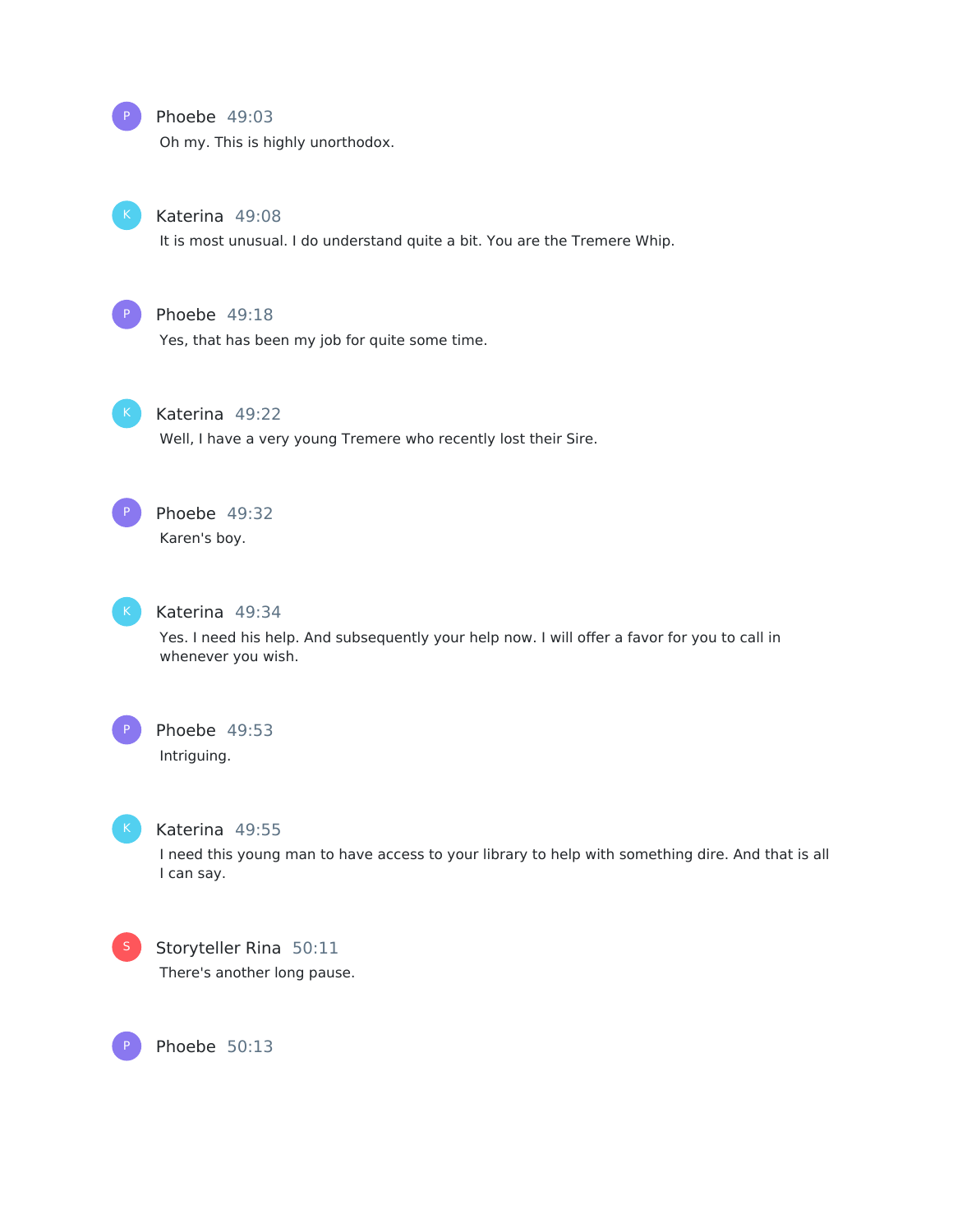Phoebe 49:03

Oh my. This is highly unorthodox.

Katerina 49:08

It is most unusual. I do understand quite a bit. You are the Tremere Whip.

Phoebe 49:18

Yes, that has been my job for quite some time.

Katerina 49:22

Well, I have a very young Tremere who recently lost their Sire.

Phoebe 49:32

Karen's boy.

Katerina 49:34

Yes. I need his help. And subsequently your help now. I will offer a favor for you to call in whenever you wish.

Phoebe 49:53

Intriguing.

Katerina 49:55

I need this young man to have access to your library to help with something dire. And that is all I can say.

Storyteller Rina 50:11

There's another long pause.

Phoebe 50:13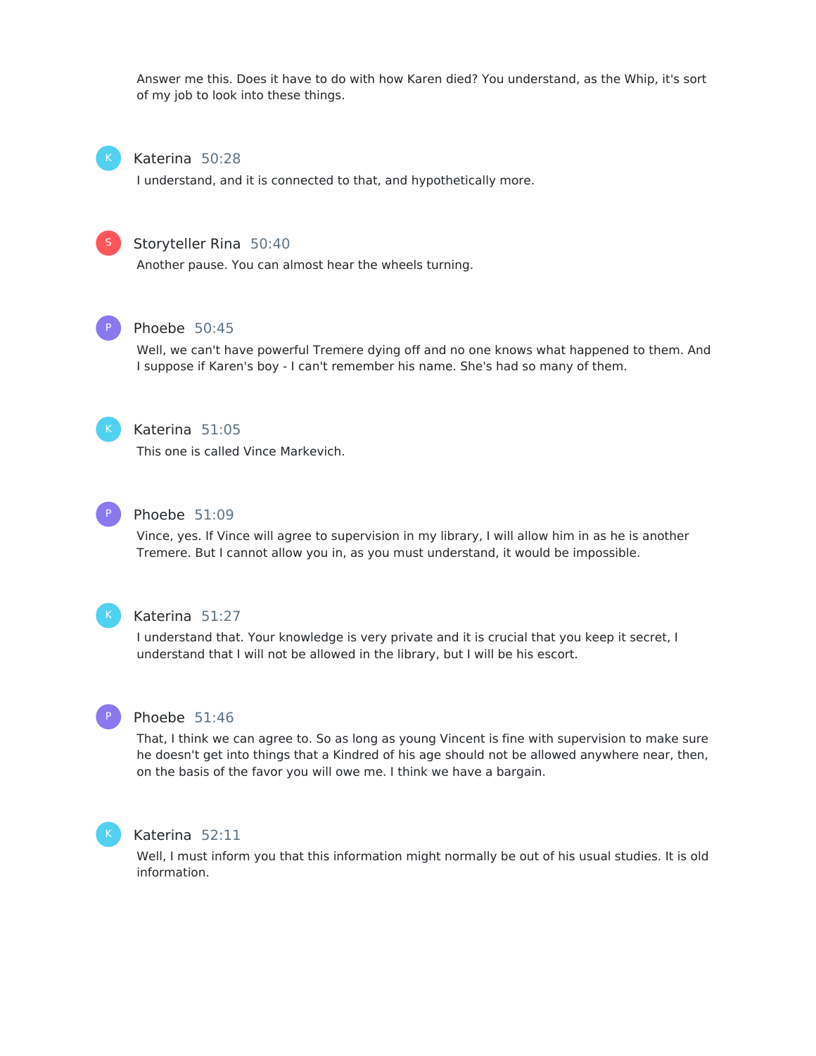Answer me this. Does it have to do with how Karen died? You understand, as the Whip, it's sort of my job to look into these things.

**Katerina** 50:28

I understand, and it is connected to that, and hypothetically more.

**Storyteller Rina** 50:40

Another pause. You can almost hear the wheels turning.

**Phoebe** 50:45

Well, we can't have powerful Tremere dying off and no one knows what happened to them. And I suppose if Karen's boy - I can't remember his name. She's had so many of them.

**Katerina** 51:05

This one is called Vince Markevich.

**Phoebe** 51:09

Vince, yes. If Vince will agree to supervision in my library, I will allow him in as he is another Tremere. But I cannot allow you in, as you must understand, it would be impossible.

**Katerina** 51:27

I understand that. Your knowledge is very private and it is crucial that you keep it secret, I understand that I will not be allowed in the library, but I will be his escort.

**Phoebe** 51:46

That, I think we can agree to. So as long as young Vincent is fine with supervision to make sure he doesn't get into things that a Kindred of his age should not be allowed anywhere near, then, on the basis of the favor you will owe me. I think we have a bargain.

**Katerina** 52:11

Well, I must inform you that this information might normally be out of his usual studies. It is old information.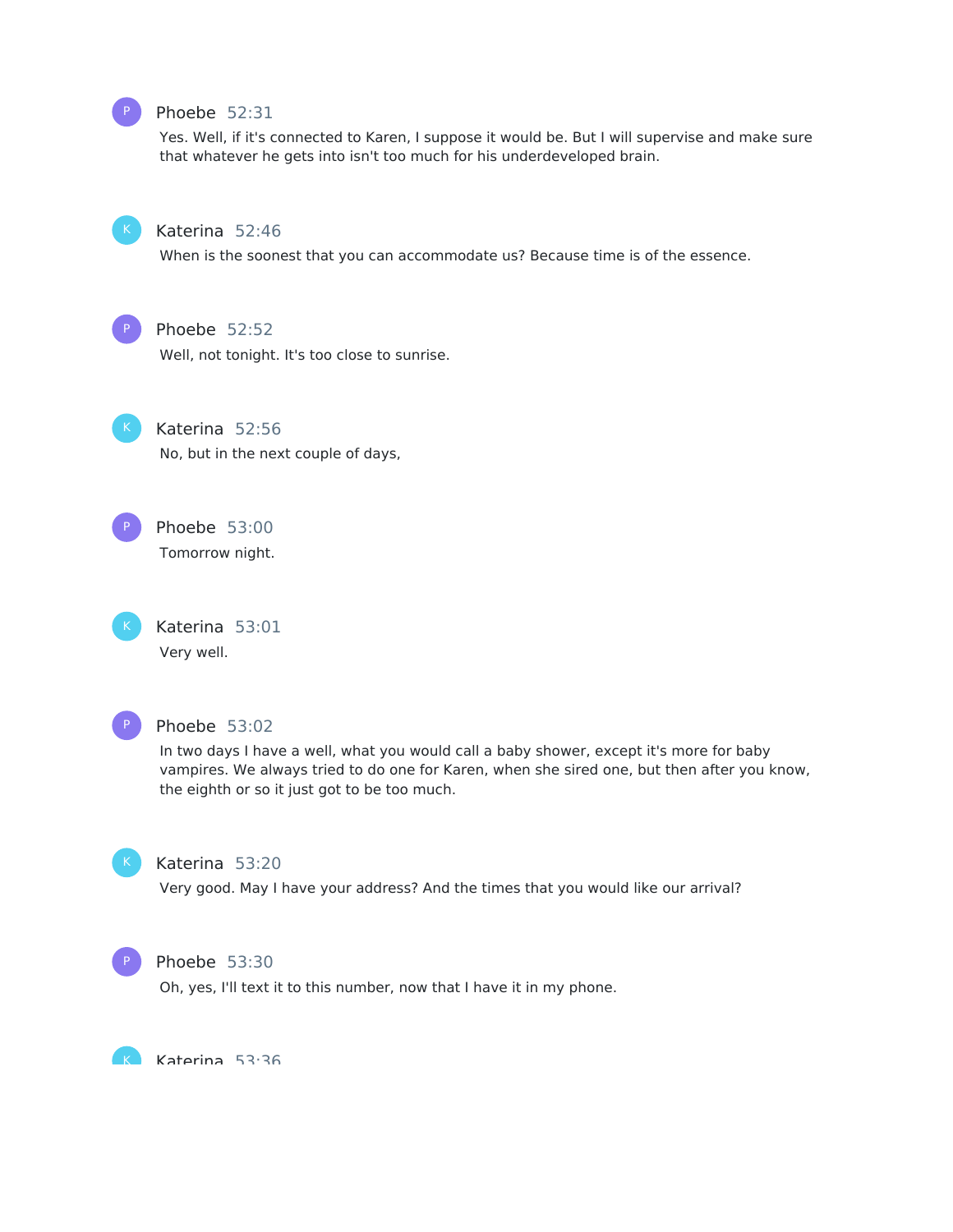Phoebe 52:31

Yes. Well, if it's connected to Karen, I suppose it would be. But I will supervise and make sure that whatever he gets into isn't too much for his underdeveloped brain.

Katerina 52:46

When is the soonest that you can accommodate us? Because time is of the essence.

Phoebe 52:52

Well, not tonight. It's too close to sunrise.

Katerina 52:56

No, but in the next couple of days,

Phoebe 53:00

Tomorrow night.

Katerina 53:01

Very well.

Phoebe 53:02

In two days I have a well, what you would call a baby shower, except it's more for baby vampires. We always tried to do one for Karen, when she sired one, but then after you know, the eighth or so it just got to be too much.

Katerina 53:20

Very good. May I have your address? And the times that you would like our arrival?

Phoebe 53:30

Oh, yes, I'll text it to this number, now that I have it in my phone.

Katerina 53:36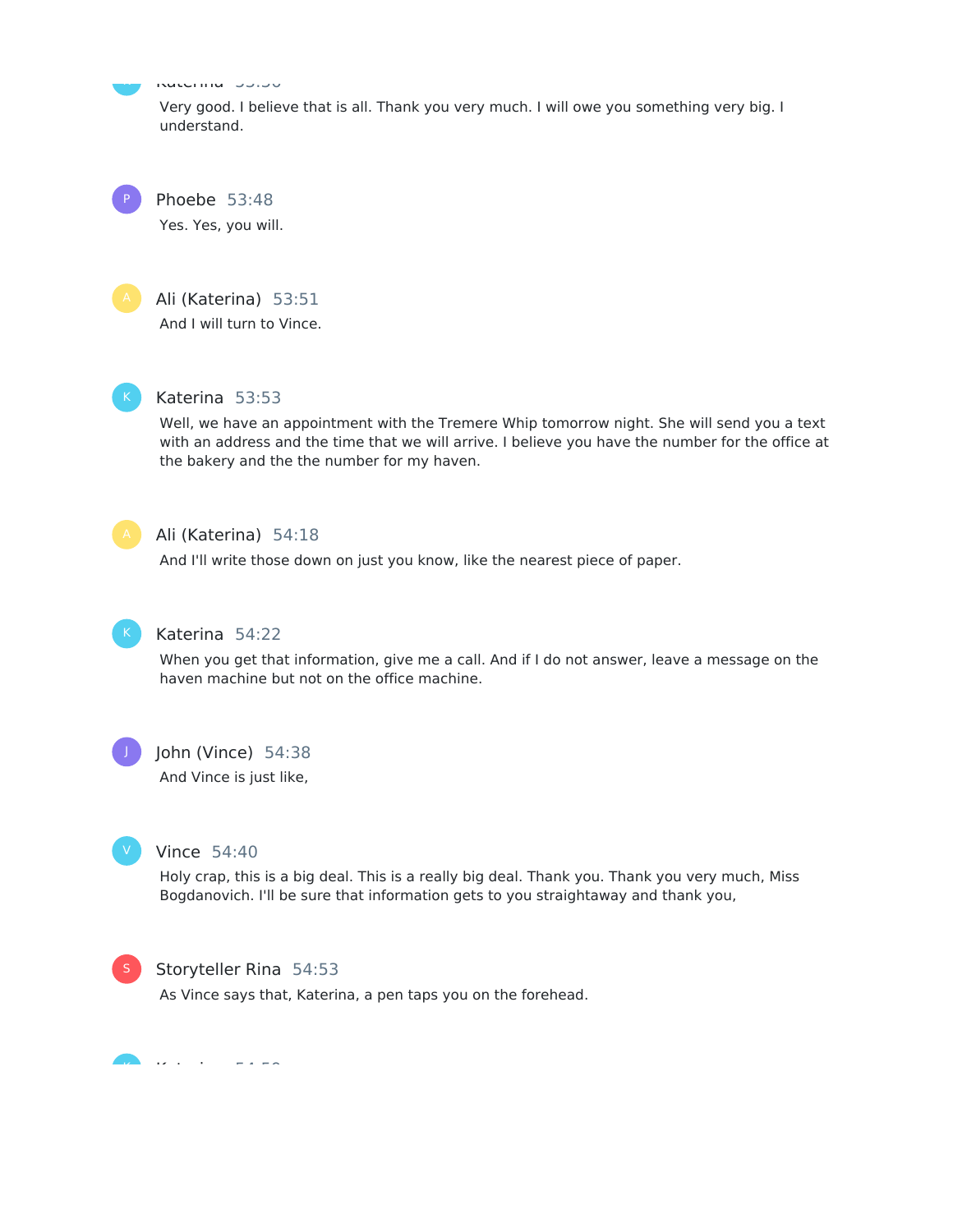Very good. I believe that is all. Thank you very much. I will owe you something very big. I understand.

Phoebe 53:48

Yes. Yes, you will.

Ali (Katerina) 53:51

And I will turn to Vince.

Katerina 53:53

Well, we have an appointment with the Tremere Whip tomorrow night. She will send you a text with an address and the time that we will arrive. I believe you have the number for the office at the bakery and the the number for my haven.

Ali (Katerina) 54:18

And I'll write those down on just you know, like the nearest piece of paper.

Katerina 54:22

When you get that information, give me a call. And if I do not answer, leave a message on the haven machine but not on the office machine.

John (Vince) 54:38

And Vince is just like,

Vince 54:40

Holy crap, this is a big deal. This is a really big deal. Thank you. Thank you very much, Miss Bogdanovich. I'll be sure that information gets to you straightaway and thank you,

Storyteller Rina 54:53

As Vince says that, Katerina, a pen taps you on the forehead.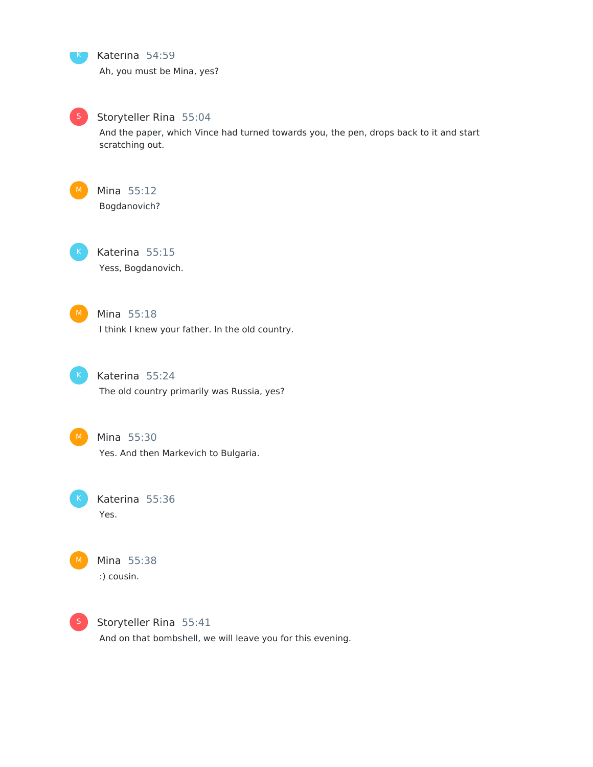Katerina 54:59

Ah, you must be Mina, yes?

Storyteller Rina 55:04

And the paper, which Vince had turned towards you, the pen, drops back to it and start scratching out.

Mina 55:12

Bogdanovich?

Katerina 55:15

Yess, Bogdanovich.

Mina 55:18

I think I knew your father. In the old country.

Katerina 55:24

The old country primarily was Russia, yes?

Mina 55:30

Yes. And then Markevich to Bulgaria.

Katerina 55:36

Yes.

Mina 55:38

:) cousin.

Storyteller Rina 55:41

And on that bombshell, we will leave you for this evening.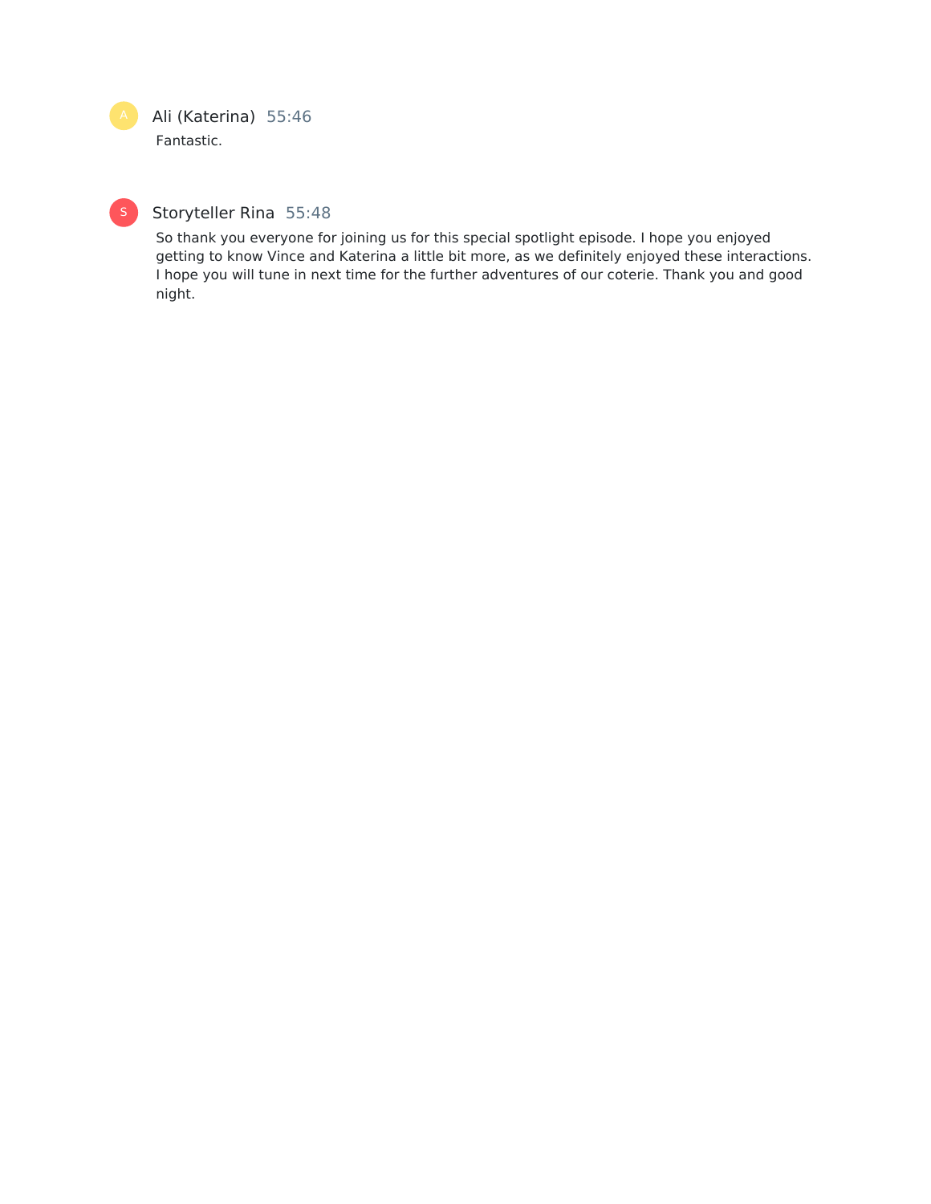Ali (Katerina) 55:46

Fantastic.

Storyteller Rina 55:48

So thank you everyone for joining us for this special spotlight episode. I hope you enjoyed getting to know Vince and Katerina a little bit more, as we definitely enjoyed these interactions. I hope you will tune in next time for the further adventures of our coterie. Thank you and good night.